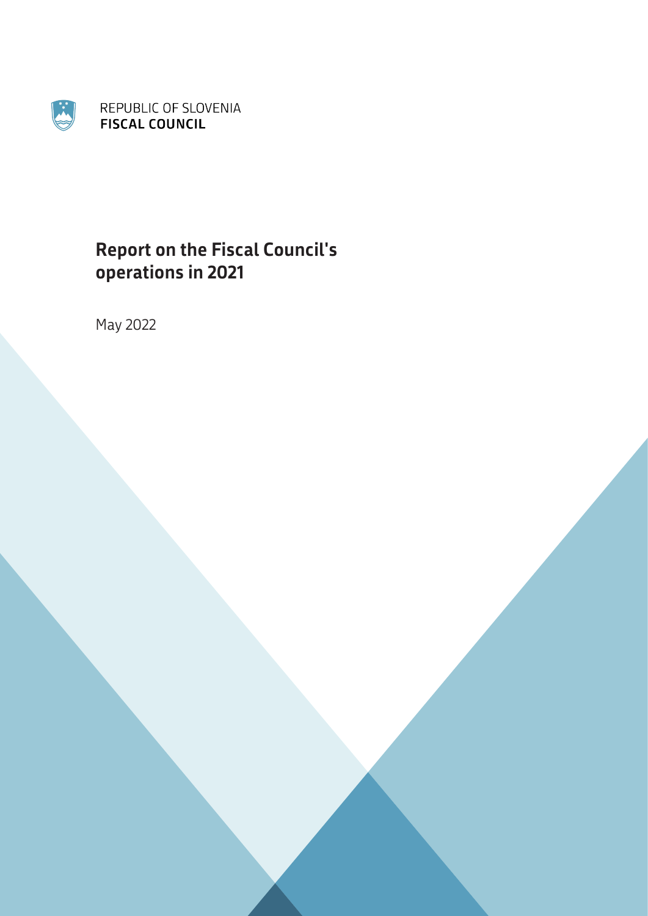REPUBLIC OF SLOVENIA
**FISCAL COUNCIL**

# Report on the Fiscal Council's operations in 2021

May 2022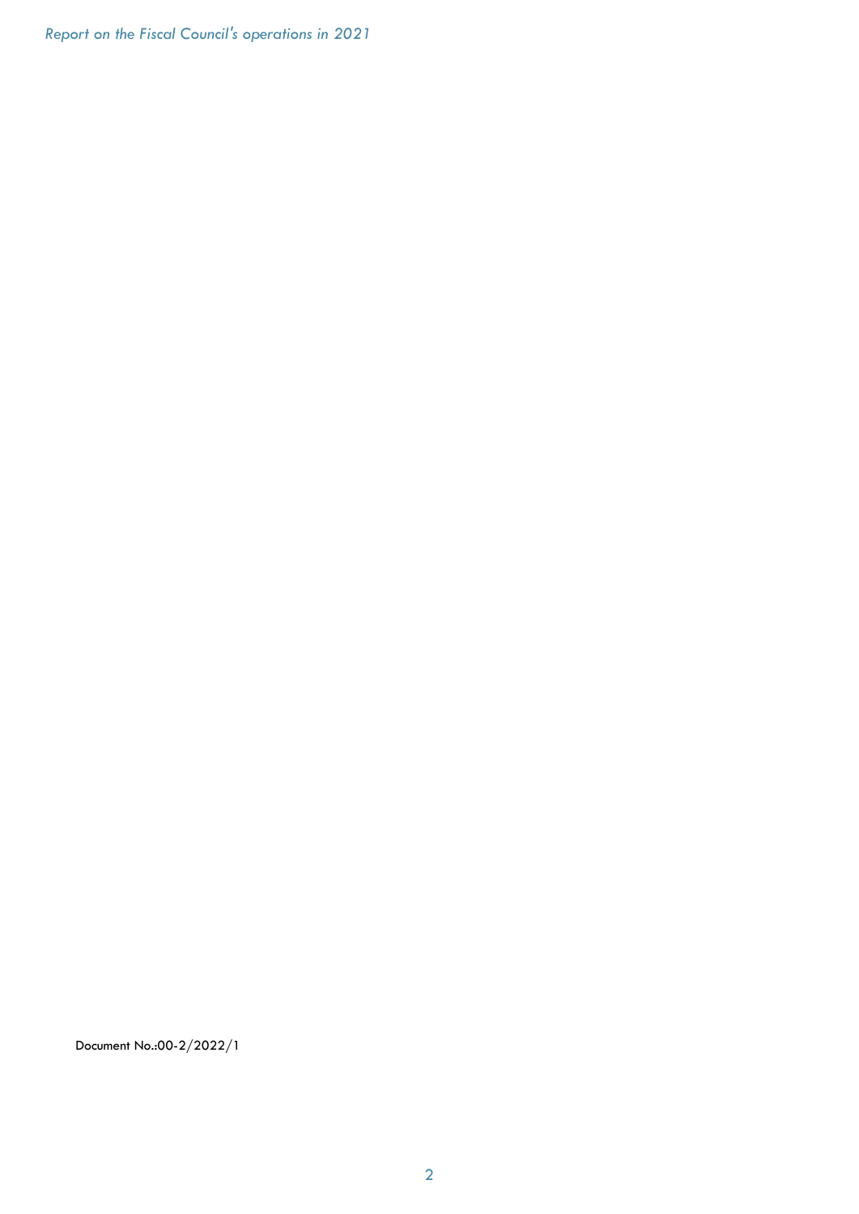Document No.:00-2/2022/1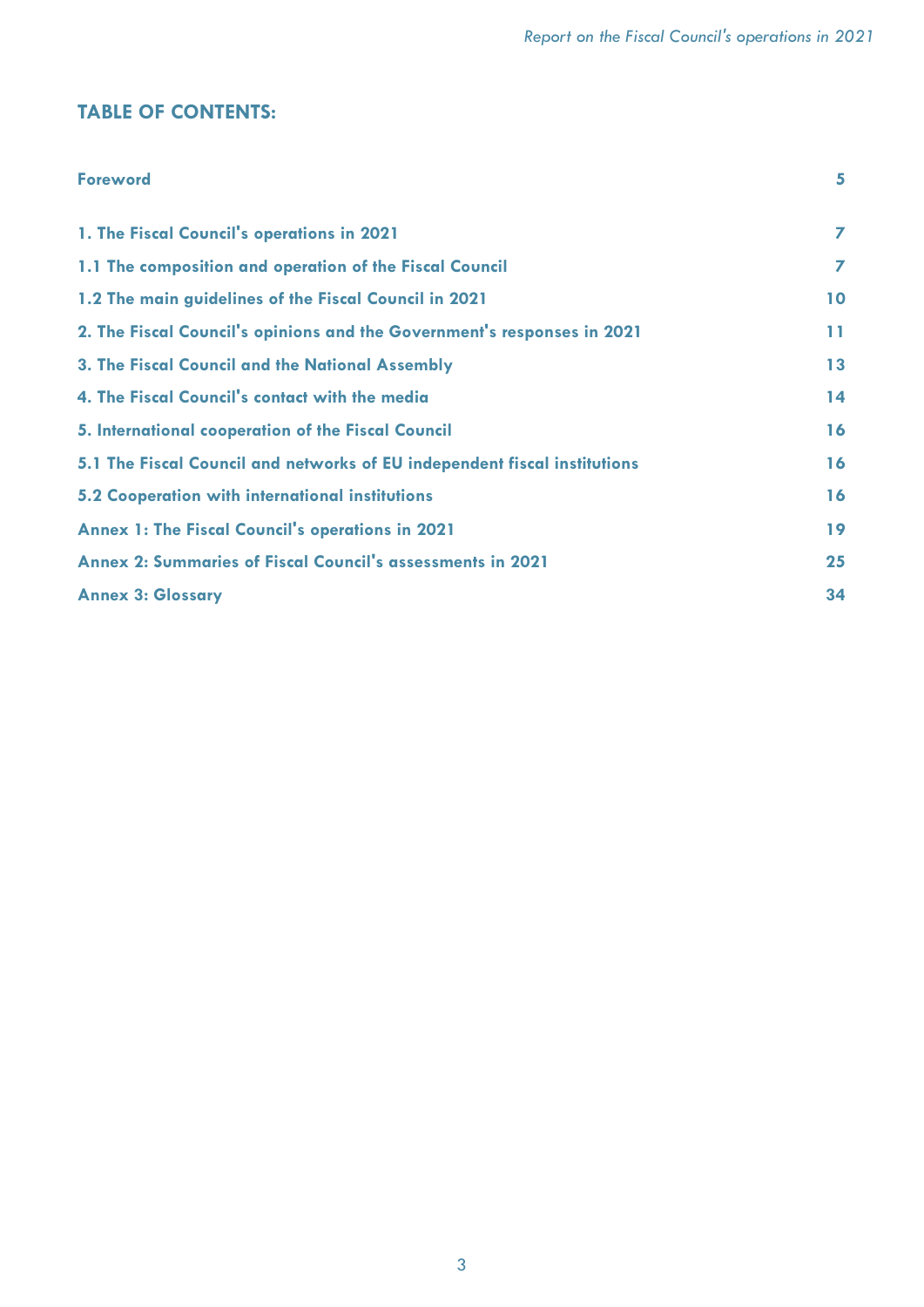## TABLE OF CONTENTS:

| | |
|---|---|
| **Foreword** | **5** |
| **1. The Fiscal Council's operations in 2021** | **7** |
| **1.1 The composition and operation of the Fiscal Council** | **7** |
| **1.2 The main guidelines of the Fiscal Council in 2021** | **10** |
| **2. The Fiscal Council's opinions and the Government's responses in 2021** | **11** |
| **3. The Fiscal Council and the National Assembly** | **13** |
| **4. The Fiscal Council's contact with the media** | **14** |
| **5. International cooperation of the Fiscal Council** | **16** |
| **5.1 The Fiscal Council and networks of EU independent fiscal institutions** | **16** |
| **5.2 Cooperation with international institutions** | **16** |
| **Annex 1: The Fiscal Council's operations in 2021** | **19** |
| **Annex 2: Summaries of Fiscal Council's assessments in 2021** | **25** |
| **Annex 3: Glossary** | **34** |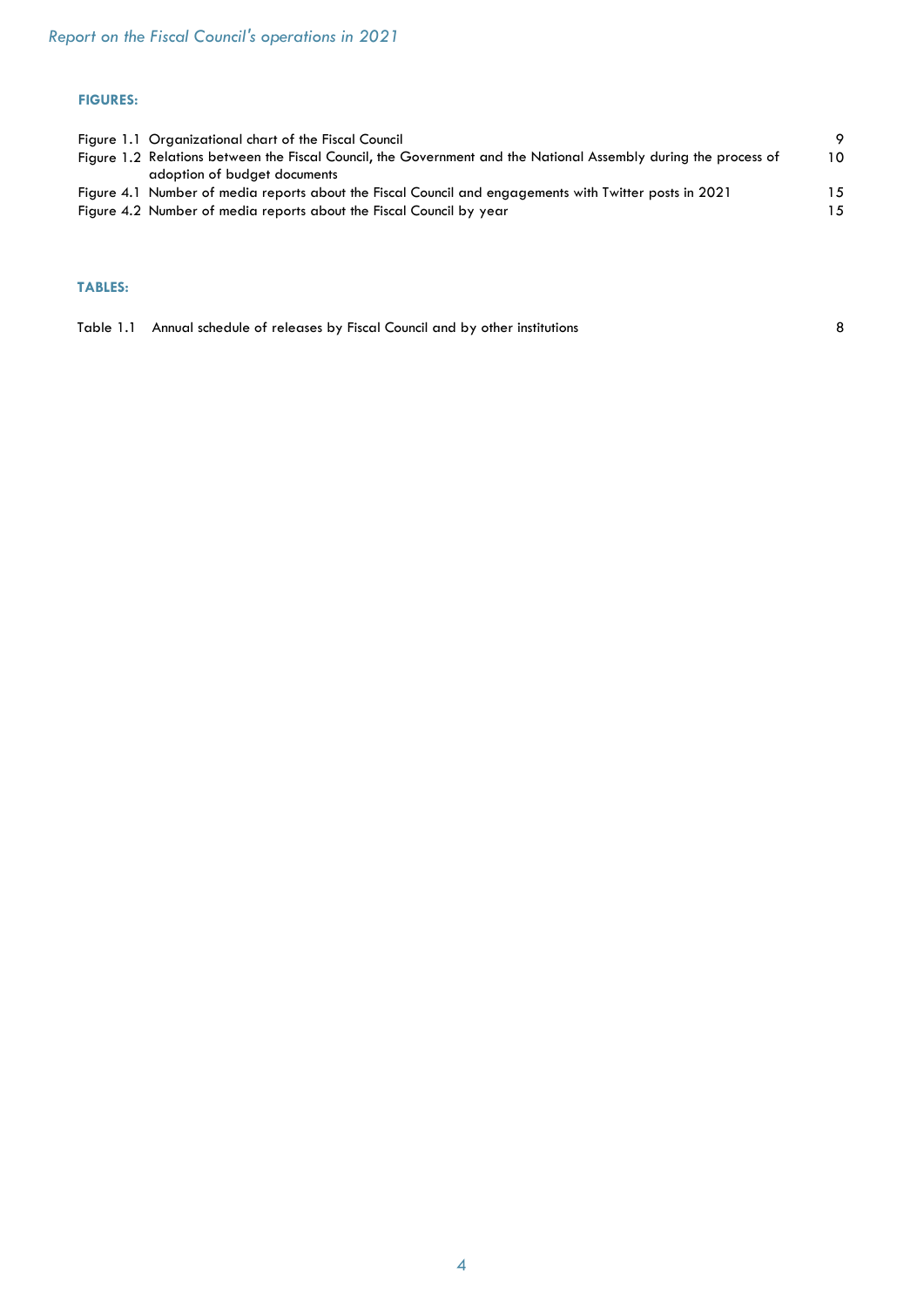**FIGURES:**

| | | |
|---|---|---|
| Figure 1.1 | Organizational chart of the Fiscal Council | 9 |
| Figure 1.2 | Relations between the Fiscal Council, the Government and the National Assembly during the process of adoption of budget documents | 10 |
| Figure 4.1 | Number of media reports about the Fiscal Council and engagements with Twitter posts in 2021 | 15 |
| Figure 4.2 | Number of media reports about the Fiscal Council by year | 15 |

**TABLES:**

| | | |
|---|---|---|
| Table 1.1 | Annual schedule of releases by Fiscal Council and by other institutions | 8 |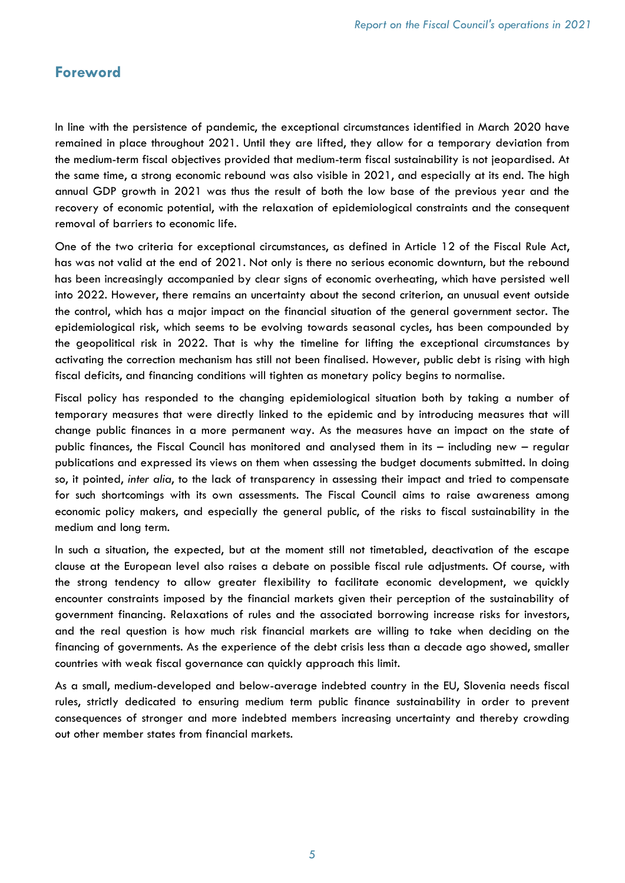## Foreword

In line with the persistence of pandemic, the exceptional circumstances identified in March 2020 have remained in place throughout 2021. Until they are lifted, they allow for a temporary deviation from the medium-term fiscal objectives provided that medium-term fiscal sustainability is not jeopardised. At the same time, a strong economic rebound was also visible in 2021, and especially at its end. The high annual GDP growth in 2021 was thus the result of both the low base of the previous year and the recovery of economic potential, with the relaxation of epidemiological constraints and the consequent removal of barriers to economic life.

One of the two criteria for exceptional circumstances, as defined in Article 12 of the Fiscal Rule Act, has was not valid at the end of 2021. Not only is there no serious economic downturn, but the rebound has been increasingly accompanied by clear signs of economic overheating, which have persisted well into 2022. However, there remains an uncertainty about the second criterion, an unusual event outside the control, which has a major impact on the financial situation of the general government sector. The epidemiological risk, which seems to be evolving towards seasonal cycles, has been compounded by the geopolitical risk in 2022. That is why the timeline for lifting the exceptional circumstances by activating the correction mechanism has still not been finalised. However, public debt is rising with high fiscal deficits, and financing conditions will tighten as monetary policy begins to normalise.

Fiscal policy has responded to the changing epidemiological situation both by taking a number of temporary measures that were directly linked to the epidemic and by introducing measures that will change public finances in a more permanent way. As the measures have an impact on the state of public finances, the Fiscal Council has monitored and analysed them in its – including new – regular publications and expressed its views on them when assessing the budget documents submitted. In doing so, it pointed, *inter alia*, to the lack of transparency in assessing their impact and tried to compensate for such shortcomings with its own assessments. The Fiscal Council aims to raise awareness among economic policy makers, and especially the general public, of the risks to fiscal sustainability in the medium and long term.

In such a situation, the expected, but at the moment still not timetabled, deactivation of the escape clause at the European level also raises a debate on possible fiscal rule adjustments. Of course, with the strong tendency to allow greater flexibility to facilitate economic development, we quickly encounter constraints imposed by the financial markets given their perception of the sustainability of government financing. Relaxations of rules and the associated borrowing increase risks for investors, and the real question is how much risk financial markets are willing to take when deciding on the financing of governments. As the experience of the debt crisis less than a decade ago showed, smaller countries with weak fiscal governance can quickly approach this limit.

As a small, medium-developed and below-average indebted country in the EU, Slovenia needs fiscal rules, strictly dedicated to ensuring medium term public finance sustainability in order to prevent consequences of stronger and more indebted members increasing uncertainty and thereby crowding out other member states from financial markets.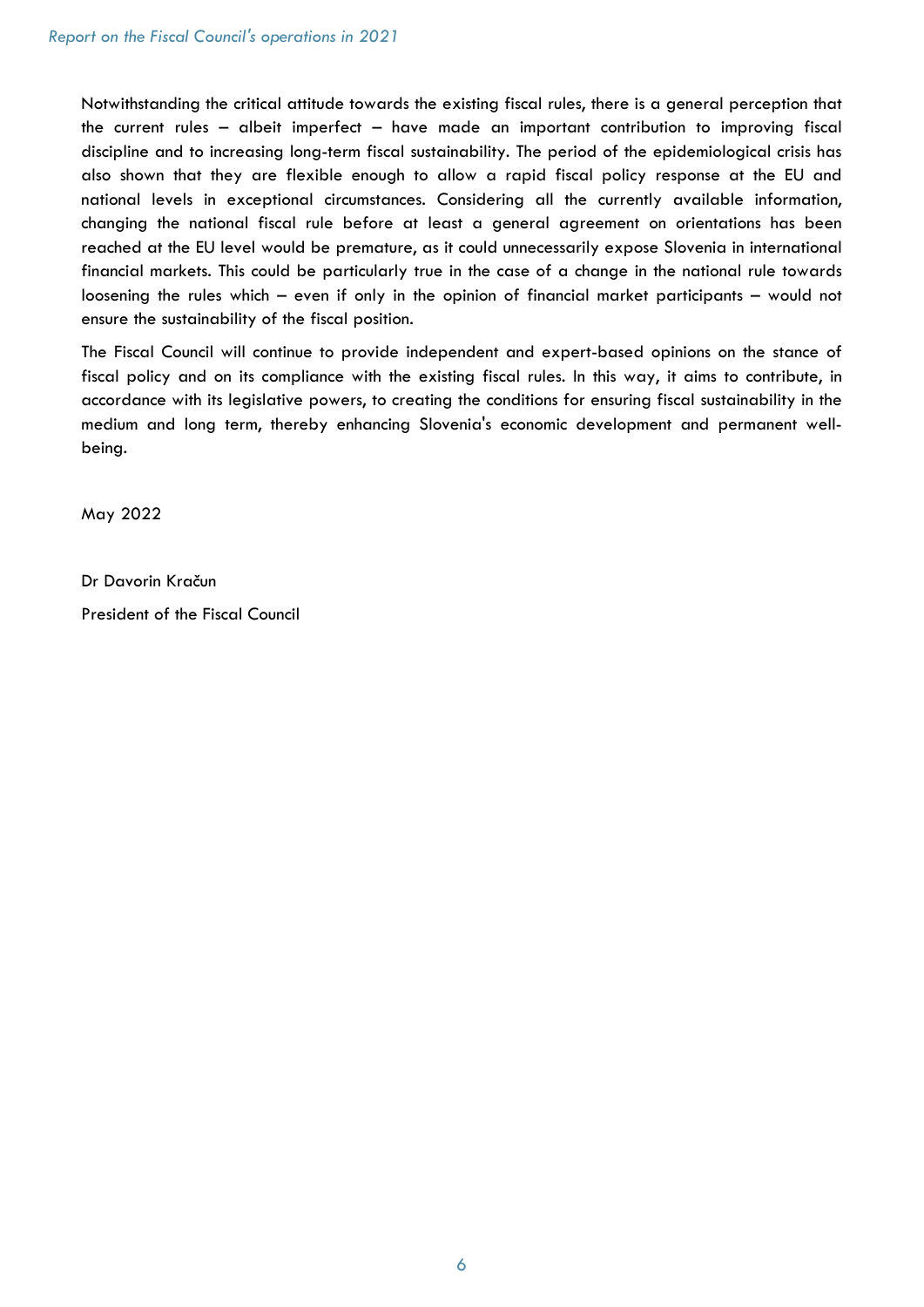Notwithstanding the critical attitude towards the existing fiscal rules, there is a general perception that the current rules – albeit imperfect – have made an important contribution to improving fiscal discipline and to increasing long-term fiscal sustainability. The period of the epidemiological crisis has also shown that they are flexible enough to allow a rapid fiscal policy response at the EU and national levels in exceptional circumstances. Considering all the currently available information, changing the national fiscal rule before at least a general agreement on orientations has been reached at the EU level would be premature, as it could unnecessarily expose Slovenia in international financial markets. This could be particularly true in the case of a change in the national rule towards loosening the rules which – even if only in the opinion of financial market participants – would not ensure the sustainability of the fiscal position.

The Fiscal Council will continue to provide independent and expert-based opinions on the stance of fiscal policy and on its compliance with the existing fiscal rules. In this way, it aims to contribute, in accordance with its legislative powers, to creating the conditions for ensuring fiscal sustainability in the medium and long term, thereby enhancing Slovenia's economic development and permanent well-being.

May 2022

Dr Davorin Kračun

President of the Fiscal Council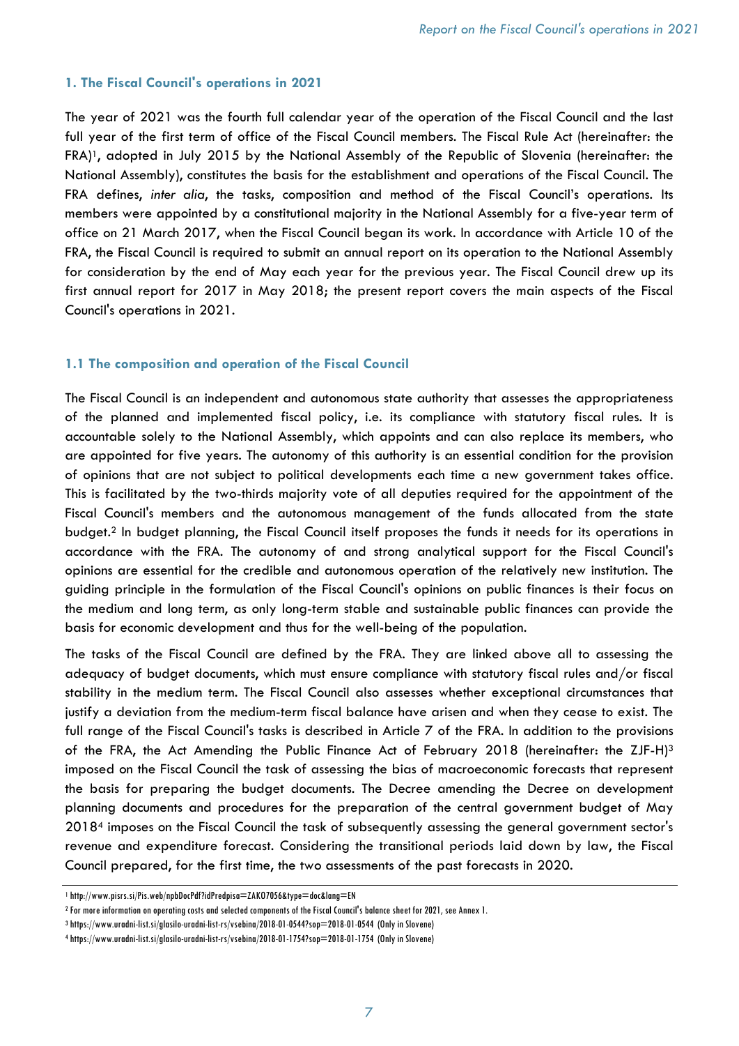## 1. The Fiscal Council's operations in 2021

The year of 2021 was the fourth full calendar year of the operation of the Fiscal Council and the last full year of the first term of office of the Fiscal Council members. The Fiscal Rule Act (hereinafter: the FRA)[1], adopted in July 2015 by the National Assembly of the Republic of Slovenia (hereinafter: the National Assembly), constitutes the basis for the establishment and operations of the Fiscal Council. The FRA defines, *inter alia*, the tasks, composition and method of the Fiscal Council's operations. Its members were appointed by a constitutional majority in the National Assembly for a five-year term of office on 21 March 2017, when the Fiscal Council began its work. In accordance with Article 10 of the FRA, the Fiscal Council is required to submit an annual report on its operation to the National Assembly for consideration by the end of May each year for the previous year. The Fiscal Council drew up its first annual report for 2017 in May 2018; the present report covers the main aspects of the Fiscal Council's operations in 2021.

### 1.1 The composition and operation of the Fiscal Council

The Fiscal Council is an independent and autonomous state authority that assesses the appropriateness of the planned and implemented fiscal policy, i.e. its compliance with statutory fiscal rules. It is accountable solely to the National Assembly, which appoints and can also replace its members, who are appointed for five years. The autonomy of this authority is an essential condition for the provision of opinions that are not subject to political developments each time a new government takes office. This is facilitated by the two-thirds majority vote of all deputies required for the appointment of the Fiscal Council's members and the autonomous management of the funds allocated from the state budget.[2] In budget planning, the Fiscal Council itself proposes the funds it needs for its operations in accordance with the FRA. The autonomy of and strong analytical support for the Fiscal Council's opinions are essential for the credible and autonomous operation of the relatively new institution. The guiding principle in the formulation of the Fiscal Council's opinions on public finances is their focus on the medium and long term, as only long-term stable and sustainable public finances can provide the basis for economic development and thus for the well-being of the population.

The tasks of the Fiscal Council are defined by the FRA. They are linked above all to assessing the adequacy of budget documents, which must ensure compliance with statutory fiscal rules and/or fiscal stability in the medium term. The Fiscal Council also assesses whether exceptional circumstances that justify a deviation from the medium-term fiscal balance have arisen and when they cease to exist. The full range of the Fiscal Council's tasks is described in Article 7 of the FRA. In addition to the provisions of the FRA, the Act Amending the Public Finance Act of February 2018 (hereinafter: the ZJF-H)[3] imposed on the Fiscal Council the task of assessing the bias of macroeconomic forecasts that represent the basis for preparing the budget documents. The Decree amending the Decree on development planning documents and procedures for the preparation of the central government budget of May 2018[4] imposes on the Fiscal Council the task of subsequently assessing the general government sector's revenue and expenditure forecast. Considering the transitional periods laid down by law, the Fiscal Council prepared, for the first time, the two assessments of the past forecasts in 2020.

---

[1] http://www.pisrs.si/Pis.web/npbDocPdf?idPredpisa=ZAKO7056&type=doc&lang=EN

[2] For more information on operating costs and selected components of the Fiscal Council's balance sheet for 2021, see Annex 1.

[3] https://www.uradni-list.si/glasilo-uradni-list-rs/vsebina/2018-01-0544?sop=2018-01-0544 (Only in Slovene)

[4] https://www.uradni-list.si/glasilo-uradni-list-rs/vsebina/2018-01-1754?sop=2018-01-1754 (Only in Slovene)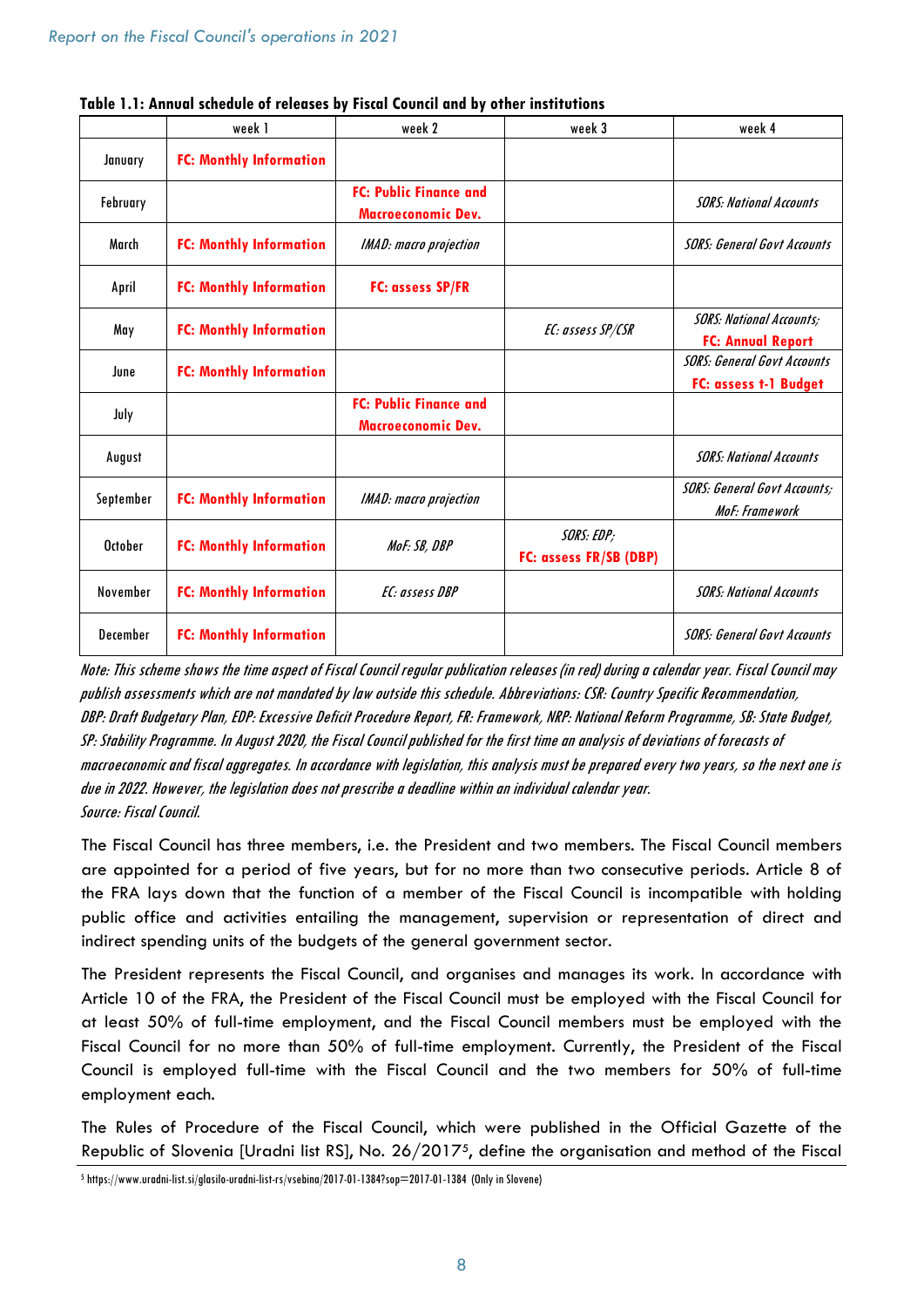**Table 1.1: Annual schedule of releases by Fiscal Council and by other institutions**

| | week 1 | week 2 | week 3 | week 4 |
|---|---|---|---|---|
| January | **FC: Monthly Information** | | | |
| February | | **FC: Public Finance and Macroeconomic Dev.** | | *SORS: National Accounts* |
| March | **FC: Monthly Information** | *IMAD: macro projection* | | *SORS: General Govt Accounts* |
| April | **FC: Monthly Information** | **FC: assess SP/FR** | | |
| May | **FC: Monthly Information** | | *EC: assess SP/CSR* | *SORS: National Accounts;* **FC: Annual Report** |
| June | **FC: Monthly Information** | | | *SORS: General Govt Accounts* **FC: assess t-1 Budget** |
| July | | **FC: Public Finance and Macroeconomic Dev.** | | |
| August | | | | *SORS: National Accounts* |
| September | **FC: Monthly Information** | *IMAD: macro projection* | | *SORS: General Govt Accounts; MoF: Framework* |
| October | **FC: Monthly Information** | *MoF: SB, DBP* | *SORS: EDP;* **FC: assess FR/SB (DBP)** | |
| November | **FC: Monthly Information** | *EC: assess DBP* | | *SORS: National Accounts* |
| December | **FC: Monthly Information** | | | *SORS: General Govt Accounts* |

*Note: This scheme shows the time aspect of Fiscal Council regular publication releases (in red) during a calendar year. Fiscal Council may publish assessments which are not mandated by law outside this schedule. Abbreviations: CSR: Country Specific Recommendation, DBP: Draft Budgetary Plan, EDP: Excessive Deficit Procedure Report, FR: Framework, NRP: National Reform Programme, SB: State Budget, SP: Stability Programme. In August 2020, the Fiscal Council published for the first time an analysis of deviations of forecasts of macroeconomic and fiscal aggregates. In accordance with legislation, this analysis must be prepared every two years, so the next one is due in 2022. However, the legislation does not prescribe a deadline within an individual calendar year.*
*Source: Fiscal Council.*

The Fiscal Council has three members, i.e. the President and two members. The Fiscal Council members are appointed for a period of five years, but for no more than two consecutive periods. Article 8 of the FRA lays down that the function of a member of the Fiscal Council is incompatible with holding public office and activities entailing the management, supervision or representation of direct and indirect spending units of the budgets of the general government sector.

The President represents the Fiscal Council, and organises and manages its work. In accordance with Article 10 of the FRA, the President of the Fiscal Council must be employed with the Fiscal Council for at least 50% of full-time employment, and the Fiscal Council members must be employed with the Fiscal Council for no more than 50% of full-time employment. Currently, the President of the Fiscal Council is employed full-time with the Fiscal Council and the two members for 50% of full-time employment each.

The Rules of Procedure of the Fiscal Council, which were published in the Official Gazette of the Republic of Slovenia [Uradni list RS], No. 26/2017[5], define the organisation and method of the Fiscal

[5] https://www.uradni-list.si/glasilo-uradni-list-rs/vsebina/2017-01-1384?sop=2017-01-1384 (Only in Slovene)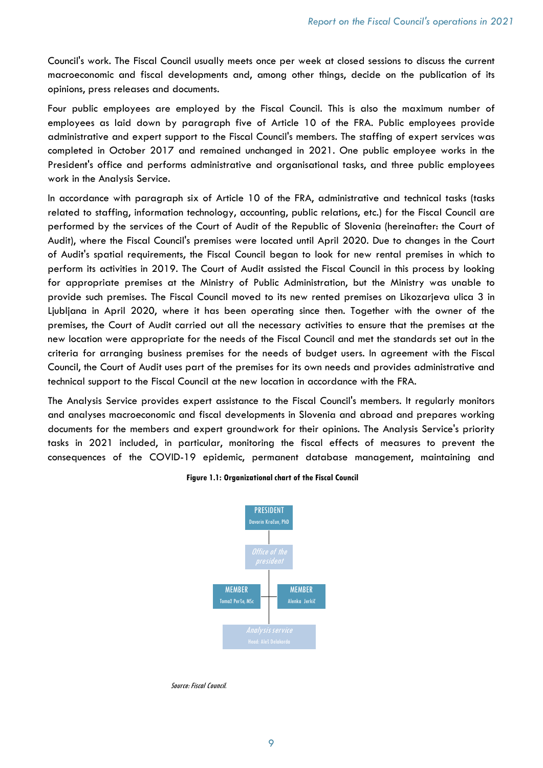Council's work. The Fiscal Council usually meets once per week at closed sessions to discuss the current macroeconomic and fiscal developments and, among other things, decide on the publication of its opinions, press releases and documents.

Four public employees are employed by the Fiscal Council. This is also the maximum number of employees as laid down by paragraph five of Article 10 of the FRA. Public employees provide administrative and expert support to the Fiscal Council's members. The staffing of expert services was completed in October 2017 and remained unchanged in 2021. One public employee works in the President's office and performs administrative and organisational tasks, and three public employees work in the Analysis Service.

In accordance with paragraph six of Article 10 of the FRA, administrative and technical tasks (tasks related to staffing, information technology, accounting, public relations, etc.) for the Fiscal Council are performed by the services of the Court of Audit of the Republic of Slovenia (hereinafter: the Court of Audit), where the Fiscal Council's premises were located until April 2020. Due to changes in the Court of Audit's spatial requirements, the Fiscal Council began to look for new rental premises in which to perform its activities in 2019. The Court of Audit assisted the Fiscal Council in this process by looking for appropriate premises at the Ministry of Public Administration, but the Ministry was unable to provide such premises. The Fiscal Council moved to its new rented premises on Likozarjeva ulica 3 in Ljubljana in April 2020, where it has been operating since then. Together with the owner of the premises, the Court of Audit carried out all the necessary activities to ensure that the premises at the new location were appropriate for the needs of the Fiscal Council and met the standards set out in the criteria for arranging business premises for the needs of budget users. In agreement with the Fiscal Council, the Court of Audit uses part of the premises for its own needs and provides administrative and technical support to the Fiscal Council at the new location in accordance with the FRA.

The Analysis Service provides expert assistance to the Fiscal Council's members. It regularly monitors and analyses macroeconomic and fiscal developments in Slovenia and abroad and prepares working documents for the members and expert groundwork for their opinions. The Analysis Service's priority tasks in 2021 included, in particular, monitoring the fiscal effects of measures to prevent the consequences of the COVID-19 epidemic, permanent database management, maintaining and

**Figure 1.1: Organizational chart of the Fiscal Council**

PRESIDENT
Davorin Kračun, PhD

*Office of the president*

MEMBER
Tomaž Perše, MSc

MEMBER
Alenka Jerkič

*Analysis service*
Head: Aleš Delakorda

*Source: Fiscal Council.*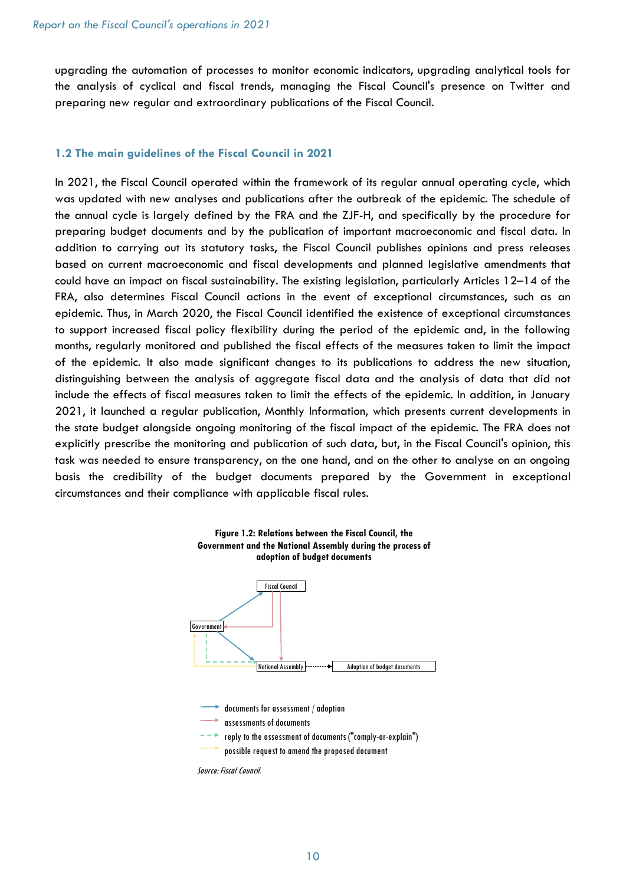upgrading the automation of processes to monitor economic indicators, upgrading analytical tools for the analysis of cyclical and fiscal trends, managing the Fiscal Council's presence on Twitter and preparing new regular and extraordinary publications of the Fiscal Council.

### 1.2 The main guidelines of the Fiscal Council in 2021

In 2021, the Fiscal Council operated within the framework of its regular annual operating cycle, which was updated with new analyses and publications after the outbreak of the epidemic. The schedule of the annual cycle is largely defined by the FRA and the ZJF-H, and specifically by the procedure for preparing budget documents and by the publication of important macroeconomic and fiscal data. In addition to carrying out its statutory tasks, the Fiscal Council publishes opinions and press releases based on current macroeconomic and fiscal developments and planned legislative amendments that could have an impact on fiscal sustainability. The existing legislation, particularly Articles 12–14 of the FRA, also determines Fiscal Council actions in the event of exceptional circumstances, such as an epidemic. Thus, in March 2020, the Fiscal Council identified the existence of exceptional circumstances to support increased fiscal policy flexibility during the period of the epidemic and, in the following months, regularly monitored and published the fiscal effects of the measures taken to limit the impact of the epidemic. It also made significant changes to its publications to address the new situation, distinguishing between the analysis of aggregate fiscal data and the analysis of data that did not include the effects of fiscal measures taken to limit the effects of the epidemic. In addition, in January 2021, it launched a regular publication, Monthly Information, which presents current developments in the state budget alongside ongoing monitoring of the fiscal impact of the epidemic. The FRA does not explicitly prescribe the monitoring and publication of such data, but, in the Fiscal Council's opinion, this task was needed to ensure transparency, on the one hand, and on the other to analyse on an ongoing basis the credibility of the budget documents prepared by the Government in exceptional circumstances and their compliance with applicable fiscal rules.

**Figure 1.2: Relations between the Fiscal Council, the Government and the National Assembly during the process of adoption of budget documents**

Fiscal Council

Government

National Assembly

Adoption of budget documents

- documents for assessment / adoption
- assessments of documents
- reply to the assessment of documents ("comply-or-explain")
- possible request to amend the proposed document

*Source: Fiscal Council.*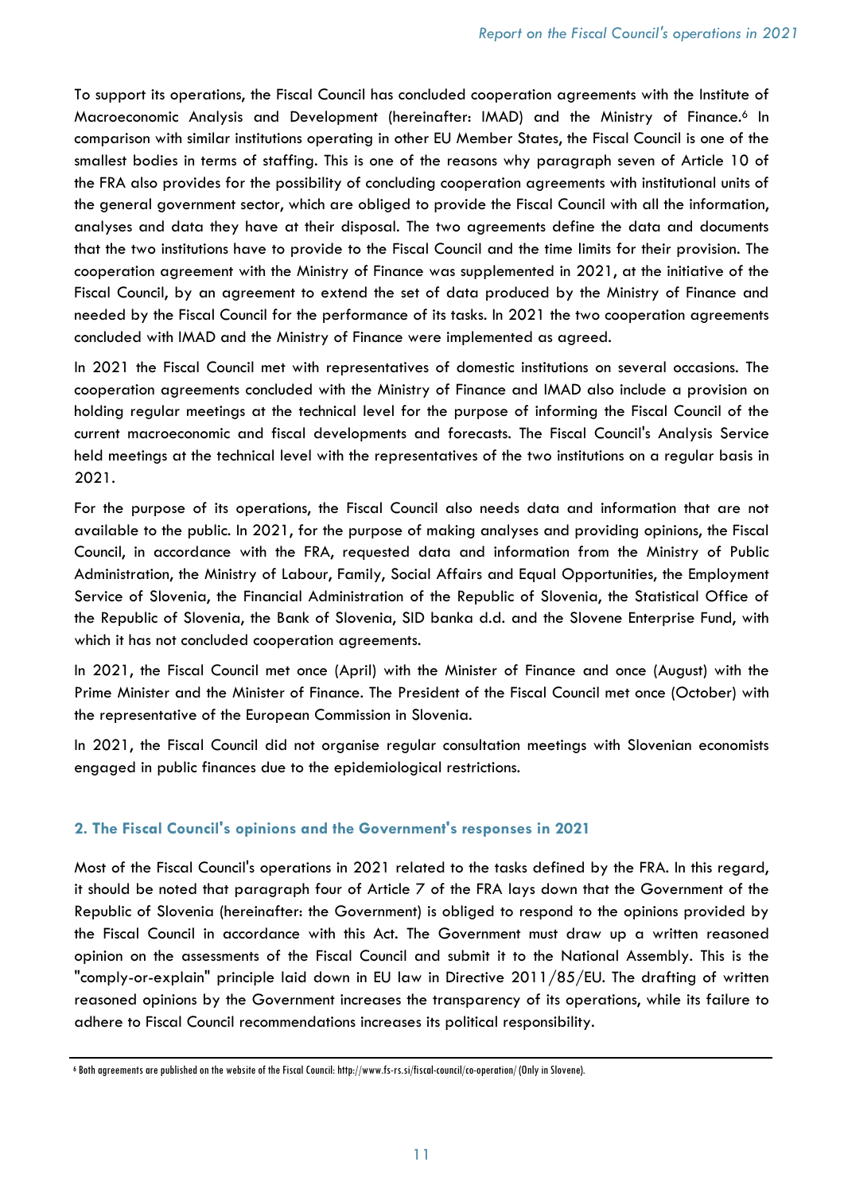To support its operations, the Fiscal Council has concluded cooperation agreements with the Institute of Macroeconomic Analysis and Development (hereinafter: IMAD) and the Ministry of Finance.[6] In comparison with similar institutions operating in other EU Member States, the Fiscal Council is one of the smallest bodies in terms of staffing. This is one of the reasons why paragraph seven of Article 10 of the FRA also provides for the possibility of concluding cooperation agreements with institutional units of the general government sector, which are obliged to provide the Fiscal Council with all the information, analyses and data they have at their disposal. The two agreements define the data and documents that the two institutions have to provide to the Fiscal Council and the time limits for their provision. The cooperation agreement with the Ministry of Finance was supplemented in 2021, at the initiative of the Fiscal Council, by an agreement to extend the set of data produced by the Ministry of Finance and needed by the Fiscal Council for the performance of its tasks. In 2021 the two cooperation agreements concluded with IMAD and the Ministry of Finance were implemented as agreed.

In 2021 the Fiscal Council met with representatives of domestic institutions on several occasions. The cooperation agreements concluded with the Ministry of Finance and IMAD also include a provision on holding regular meetings at the technical level for the purpose of informing the Fiscal Council of the current macroeconomic and fiscal developments and forecasts. The Fiscal Council's Analysis Service held meetings at the technical level with the representatives of the two institutions on a regular basis in 2021.

For the purpose of its operations, the Fiscal Council also needs data and information that are not available to the public. In 2021, for the purpose of making analyses and providing opinions, the Fiscal Council, in accordance with the FRA, requested data and information from the Ministry of Public Administration, the Ministry of Labour, Family, Social Affairs and Equal Opportunities, the Employment Service of Slovenia, the Financial Administration of the Republic of Slovenia, the Statistical Office of the Republic of Slovenia, the Bank of Slovenia, SID banka d.d. and the Slovene Enterprise Fund, with which it has not concluded cooperation agreements.

In 2021, the Fiscal Council met once (April) with the Minister of Finance and once (August) with the Prime Minister and the Minister of Finance. The President of the Fiscal Council met once (October) with the representative of the European Commission in Slovenia.

In 2021, the Fiscal Council did not organise regular consultation meetings with Slovenian economists engaged in public finances due to the epidemiological restrictions.

## 2. The Fiscal Council's opinions and the Government's responses in 2021

Most of the Fiscal Council's operations in 2021 related to the tasks defined by the FRA. In this regard, it should be noted that paragraph four of Article 7 of the FRA lays down that the Government of the Republic of Slovenia (hereinafter: the Government) is obliged to respond to the opinions provided by the Fiscal Council in accordance with this Act. The Government must draw up a written reasoned opinion on the assessments of the Fiscal Council and submit it to the National Assembly. This is the "comply-or-explain" principle laid down in EU law in Directive 2011/85/EU. The drafting of written reasoned opinions by the Government increases the transparency of its operations, while its failure to adhere to Fiscal Council recommendations increases its political responsibility.

[6] Both agreements are published on the website of the Fiscal Council: http://www.fs-rs.si/fiscal-council/co-operation/ (Only in Slovene).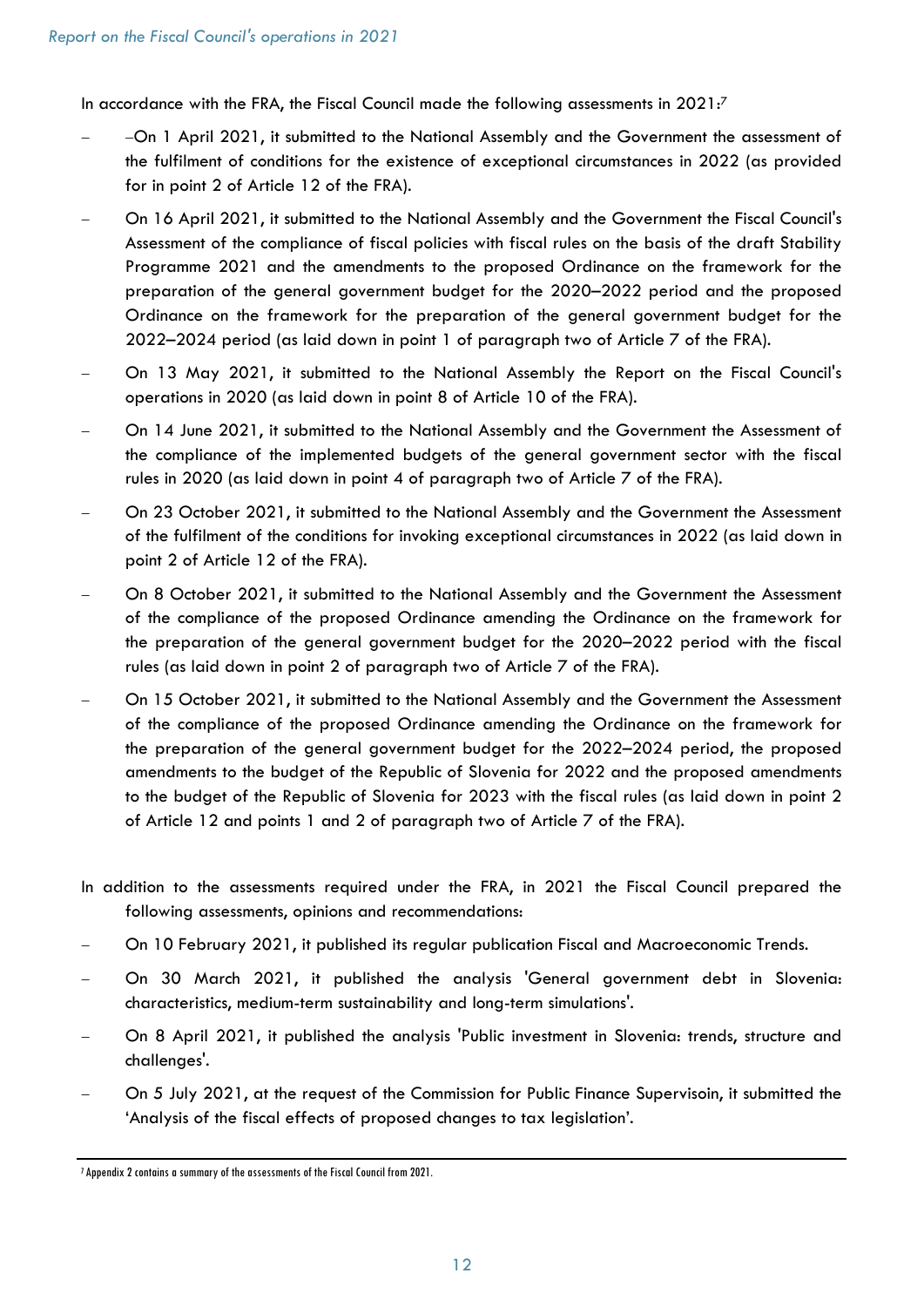In accordance with the FRA, the Fiscal Council made the following assessments in 2021:[7]

- –On 1 April 2021, it submitted to the National Assembly and the Government the assessment of the fulfilment of conditions for the existence of exceptional circumstances in 2022 (as provided for in point 2 of Article 12 of the FRA).
- On 16 April 2021, it submitted to the National Assembly and the Government the Fiscal Council's Assessment of the compliance of fiscal policies with fiscal rules on the basis of the draft Stability Programme 2021 and the amendments to the proposed Ordinance on the framework for the preparation of the general government budget for the 2020–2022 period and the proposed Ordinance on the framework for the preparation of the general government budget for the 2022–2024 period (as laid down in point 1 of paragraph two of Article 7 of the FRA).
- On 13 May 2021, it submitted to the National Assembly the Report on the Fiscal Council's operations in 2020 (as laid down in point 8 of Article 10 of the FRA).
- On 14 June 2021, it submitted to the National Assembly and the Government the Assessment of the compliance of the implemented budgets of the general government sector with the fiscal rules in 2020 (as laid down in point 4 of paragraph two of Article 7 of the FRA).
- On 23 October 2021, it submitted to the National Assembly and the Government the Assessment of the fulfilment of the conditions for invoking exceptional circumstances in 2022 (as laid down in point 2 of Article 12 of the FRA).
- On 8 October 2021, it submitted to the National Assembly and the Government the Assessment of the compliance of the proposed Ordinance amending the Ordinance on the framework for the preparation of the general government budget for the 2020–2022 period with the fiscal rules (as laid down in point 2 of paragraph two of Article 7 of the FRA).
- On 15 October 2021, it submitted to the National Assembly and the Government the Assessment of the compliance of the proposed Ordinance amending the Ordinance on the framework for the preparation of the general government budget for the 2022–2024 period, the proposed amendments to the budget of the Republic of Slovenia for 2022 and the proposed amendments to the budget of the Republic of Slovenia for 2023 with the fiscal rules (as laid down in point 2 of Article 12 and points 1 and 2 of paragraph two of Article 7 of the FRA).

In addition to the assessments required under the FRA, in 2021 the Fiscal Council prepared the following assessments, opinions and recommendations:

- On 10 February 2021, it published its regular publication Fiscal and Macroeconomic Trends.
- On 30 March 2021, it published the analysis 'General government debt in Slovenia: characteristics, medium-term sustainability and long-term simulations'.
- On 8 April 2021, it published the analysis 'Public investment in Slovenia: trends, structure and challenges'.
- On 5 July 2021, at the request of the Commission for Public Finance Supervisoin, it submitted the 'Analysis of the fiscal effects of proposed changes to tax legislation'.

[7] Appendix 2 contains a summary of the assessments of the Fiscal Council from 2021.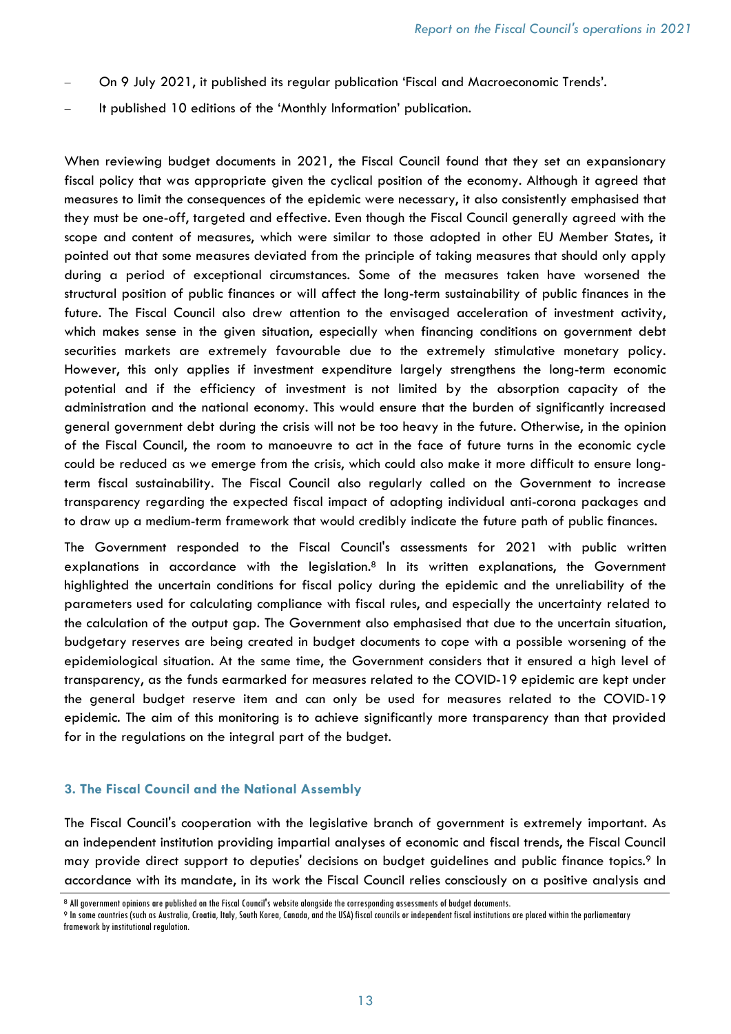- On 9 July 2021, it published its regular publication 'Fiscal and Macroeconomic Trends'.
- It published 10 editions of the 'Monthly Information' publication.

When reviewing budget documents in 2021, the Fiscal Council found that they set an expansionary fiscal policy that was appropriate given the cyclical position of the economy. Although it agreed that measures to limit the consequences of the epidemic were necessary, it also consistently emphasised that they must be one-off, targeted and effective. Even though the Fiscal Council generally agreed with the scope and content of measures, which were similar to those adopted in other EU Member States, it pointed out that some measures deviated from the principle of taking measures that should only apply during a period of exceptional circumstances. Some of the measures taken have worsened the structural position of public finances or will affect the long-term sustainability of public finances in the future. The Fiscal Council also drew attention to the envisaged acceleration of investment activity, which makes sense in the given situation, especially when financing conditions on government debt securities markets are extremely favourable due to the extremely stimulative monetary policy. However, this only applies if investment expenditure largely strengthens the long-term economic potential and if the efficiency of investment is not limited by the absorption capacity of the administration and the national economy. This would ensure that the burden of significantly increased general government debt during the crisis will not be too heavy in the future. Otherwise, in the opinion of the Fiscal Council, the room to manoeuvre to act in the face of future turns in the economic cycle could be reduced as we emerge from the crisis, which could also make it more difficult to ensure long-term fiscal sustainability. The Fiscal Council also regularly called on the Government to increase transparency regarding the expected fiscal impact of adopting individual anti-corona packages and to draw up a medium-term framework that would credibly indicate the future path of public finances.

The Government responded to the Fiscal Council's assessments for 2021 with public written explanations in accordance with the legislation.[8] In its written explanations, the Government highlighted the uncertain conditions for fiscal policy during the epidemic and the unreliability of the parameters used for calculating compliance with fiscal rules, and especially the uncertainty related to the calculation of the output gap. The Government also emphasised that due to the uncertain situation, budgetary reserves are being created in budget documents to cope with a possible worsening of the epidemiological situation. At the same time, the Government considers that it ensured a high level of transparency, as the funds earmarked for measures related to the COVID-19 epidemic are kept under the general budget reserve item and can only be used for measures related to the COVID-19 epidemic. The aim of this monitoring is to achieve significantly more transparency than that provided for in the regulations on the integral part of the budget.

## 3. The Fiscal Council and the National Assembly

The Fiscal Council's cooperation with the legislative branch of government is extremely important. As an independent institution providing impartial analyses of economic and fiscal trends, the Fiscal Council may provide direct support to deputies' decisions on budget guidelines and public finance topics.[9] In accordance with its mandate, in its work the Fiscal Council relies consciously on a positive analysis and

---

[8] All government opinions are published on the Fiscal Council's website alongside the corresponding assessments of budget documents.

[9] In some countries (such as Australia, Croatia, Italy, South Korea, Canada, and the USA) fiscal councils or independent fiscal institutions are placed within the parliamentary framework by institutional regulation.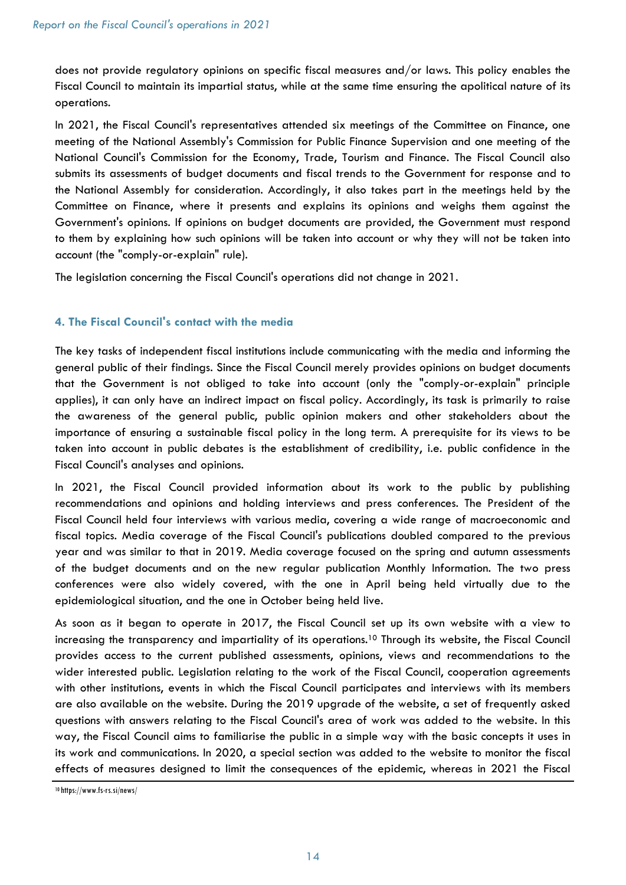does not provide regulatory opinions on specific fiscal measures and/or laws. This policy enables the Fiscal Council to maintain its impartial status, while at the same time ensuring the apolitical nature of its operations.

In 2021, the Fiscal Council's representatives attended six meetings of the Committee on Finance, one meeting of the National Assembly's Commission for Public Finance Supervision and one meeting of the National Council's Commission for the Economy, Trade, Tourism and Finance. The Fiscal Council also submits its assessments of budget documents and fiscal trends to the Government for response and to the National Assembly for consideration. Accordingly, it also takes part in the meetings held by the Committee on Finance, where it presents and explains its opinions and weighs them against the Government's opinions. If opinions on budget documents are provided, the Government must respond to them by explaining how such opinions will be taken into account or why they will not be taken into account (the "comply-or-explain" rule).

The legislation concerning the Fiscal Council's operations did not change in 2021.

## 4. The Fiscal Council's contact with the media

The key tasks of independent fiscal institutions include communicating with the media and informing the general public of their findings. Since the Fiscal Council merely provides opinions on budget documents that the Government is not obliged to take into account (only the "comply-or-explain" principle applies), it can only have an indirect impact on fiscal policy. Accordingly, its task is primarily to raise the awareness of the general public, public opinion makers and other stakeholders about the importance of ensuring a sustainable fiscal policy in the long term. A prerequisite for its views to be taken into account in public debates is the establishment of credibility, i.e. public confidence in the Fiscal Council's analyses and opinions.

In 2021, the Fiscal Council provided information about its work to the public by publishing recommendations and opinions and holding interviews and press conferences. The President of the Fiscal Council held four interviews with various media, covering a wide range of macroeconomic and fiscal topics. Media coverage of the Fiscal Council's publications doubled compared to the previous year and was similar to that in 2019. Media coverage focused on the spring and autumn assessments of the budget documents and on the new regular publication Monthly Information. The two press conferences were also widely covered, with the one in April being held virtually due to the epidemiological situation, and the one in October being held live.

As soon as it began to operate in 2017, the Fiscal Council set up its own website with a view to increasing the transparency and impartiality of its operations.[10] Through its website, the Fiscal Council provides access to the current published assessments, opinions, views and recommendations to the wider interested public. Legislation relating to the work of the Fiscal Council, cooperation agreements with other institutions, events in which the Fiscal Council participates and interviews with its members are also available on the website. During the 2019 upgrade of the website, a set of frequently asked questions with answers relating to the Fiscal Council's area of work was added to the website. In this way, the Fiscal Council aims to familiarise the public in a simple way with the basic concepts it uses in its work and communications. In 2020, a special section was added to the website to monitor the fiscal effects of measures designed to limit the consequences of the epidemic, whereas in 2021 the Fiscal

[10] https://www.fs-rs.si/news/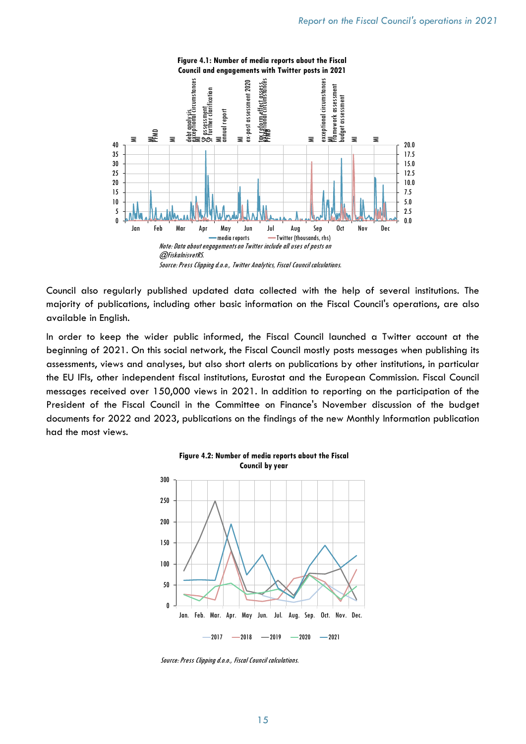**Figure 4.1: Number of media reports about the Fiscal Council and engagements with Twitter posts in 2021**

*Note: Data about engagements on Twitter include all uses of posts on @FiskalnisvetRS.*

*Source: Press Clipping d.o.o., Twitter Analytics, Fiscal Council calculations.*

Council also regularly published updated data collected with the help of several institutions. The majority of publications, including other basic information on the Fiscal Council's operations, are also available in English.

In order to keep the wider public informed, the Fiscal Council launched a Twitter account at the beginning of 2021. On this social network, the Fiscal Council mostly posts messages when publishing its assessments, views and analyses, but also short alerts on publications by other institutions, in particular the EU IFIs, other independent fiscal institutions, Eurostat and the European Commission. Fiscal Council messages received over 150,000 views in 2021. In addition to reporting on the participation of the President of the Fiscal Council in the Committee on Finance's November discussion of the budget documents for 2022 and 2023, publications on the findings of the new Monthly Information publication had the most views.

**Figure 4.2: Number of media reports about the Fiscal Council by year**

*Source: Press Clipping d.o.o., Fiscal Council calculations.*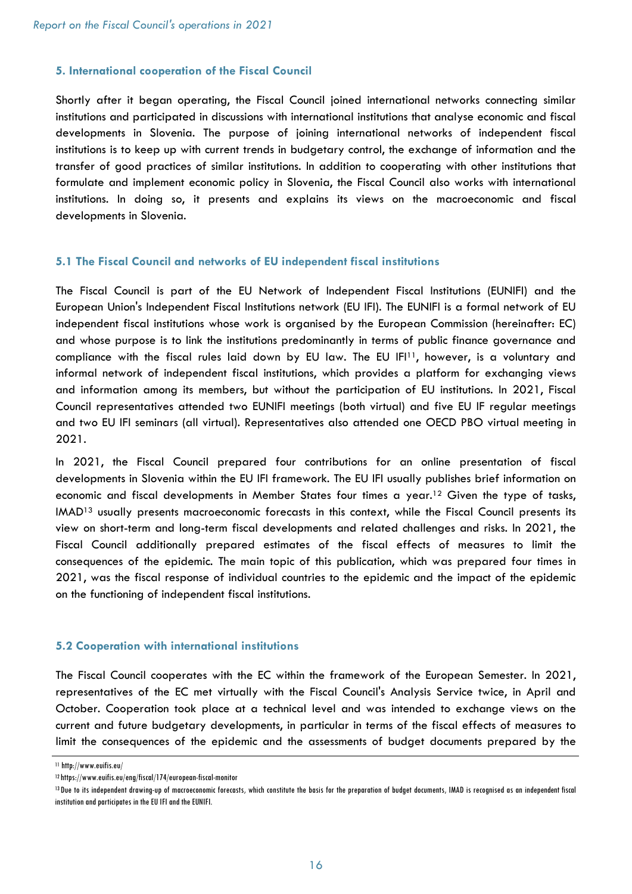## 5. International cooperation of the Fiscal Council

Shortly after it began operating, the Fiscal Council joined international networks connecting similar institutions and participated in discussions with international institutions that analyse economic and fiscal developments in Slovenia. The purpose of joining international networks of independent fiscal institutions is to keep up with current trends in budgetary control, the exchange of information and the transfer of good practices of similar institutions. In addition to cooperating with other institutions that formulate and implement economic policy in Slovenia, the Fiscal Council also works with international institutions. In doing so, it presents and explains its views on the macroeconomic and fiscal developments in Slovenia.

### 5.1 The Fiscal Council and networks of EU independent fiscal institutions

The Fiscal Council is part of the EU Network of Independent Fiscal Institutions (EUNIFI) and the European Union's Independent Fiscal Institutions network (EU IFI). The EUNIFI is a formal network of EU independent fiscal institutions whose work is organised by the European Commission (hereinafter: EC) and whose purpose is to link the institutions predominantly in terms of public finance governance and compliance with the fiscal rules laid down by EU law. The EU IFI[11], however, is a voluntary and informal network of independent fiscal institutions, which provides a platform for exchanging views and information among its members, but without the participation of EU institutions. In 2021, Fiscal Council representatives attended two EUNIFI meetings (both virtual) and five EU IF regular meetings and two EU IFI seminars (all virtual). Representatives also attended one OECD PBO virtual meeting in 2021.

In 2021, the Fiscal Council prepared four contributions for an online presentation of fiscal developments in Slovenia within the EU IFI framework. The EU IFI usually publishes brief information on economic and fiscal developments in Member States four times a year.[12] Given the type of tasks, IMAD[13] usually presents macroeconomic forecasts in this context, while the Fiscal Council presents its view on short-term and long-term fiscal developments and related challenges and risks. In 2021, the Fiscal Council additionally prepared estimates of the fiscal effects of measures to limit the consequences of the epidemic. The main topic of this publication, which was prepared four times in 2021, was the fiscal response of individual countries to the epidemic and the impact of the epidemic on the functioning of independent fiscal institutions.

### 5.2 Cooperation with international institutions

The Fiscal Council cooperates with the EC within the framework of the European Semester. In 2021, representatives of the EC met virtually with the Fiscal Council's Analysis Service twice, in April and October. Cooperation took place at a technical level and was intended to exchange views on the current and future budgetary developments, in particular in terms of the fiscal effects of measures to limit the consequences of the epidemic and the assessments of budget documents prepared by the

[11] http://www.euifis.eu/

[12] https://www.euifis.eu/eng/fiscal/174/european-fiscal-monitor

[13] Due to its independent drawing-up of macroeconomic forecasts, which constitute the basis for the preparation of budget documents, IMAD is recognised as an independent fiscal institution and participates in the EU IFI and the EUNIFI.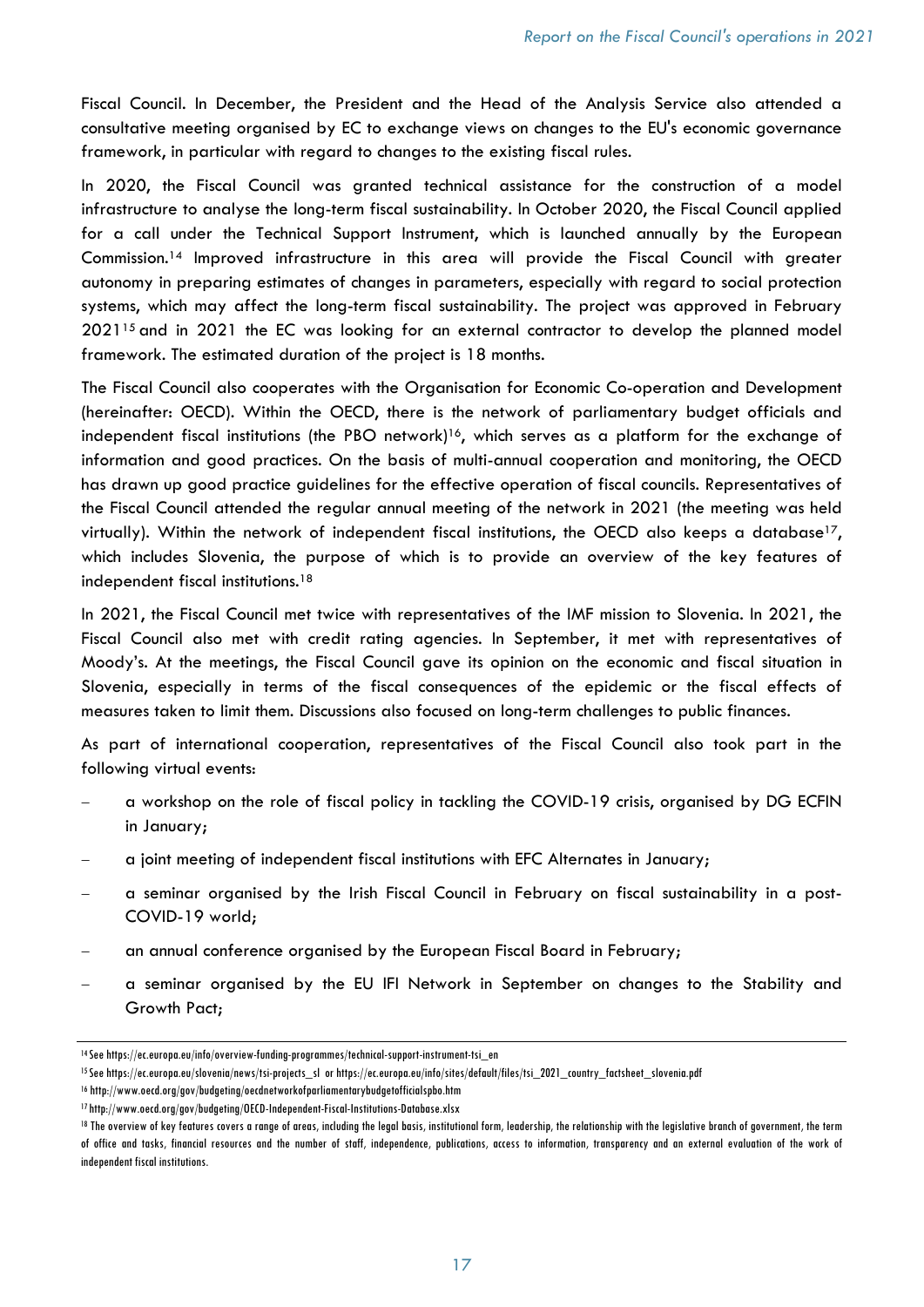Fiscal Council. In December, the President and the Head of the Analysis Service also attended a consultative meeting organised by EC to exchange views on changes to the EU's economic governance framework, in particular with regard to changes to the existing fiscal rules.

In 2020, the Fiscal Council was granted technical assistance for the construction of a model infrastructure to analyse the long-term fiscal sustainability. In October 2020, the Fiscal Council applied for a call under the Technical Support Instrument, which is launched annually by the European Commission.[14] Improved infrastructure in this area will provide the Fiscal Council with greater autonomy in preparing estimates of changes in parameters, especially with regard to social protection systems, which may affect the long-term fiscal sustainability. The project was approved in February 2021[15] and in 2021 the EC was looking for an external contractor to develop the planned model framework. The estimated duration of the project is 18 months.

The Fiscal Council also cooperates with the Organisation for Economic Co-operation and Development (hereinafter: OECD). Within the OECD, there is the network of parliamentary budget officials and independent fiscal institutions (the PBO network)[16], which serves as a platform for the exchange of information and good practices. On the basis of multi-annual cooperation and monitoring, the OECD has drawn up good practice guidelines for the effective operation of fiscal councils. Representatives of the Fiscal Council attended the regular annual meeting of the network in 2021 (the meeting was held virtually). Within the network of independent fiscal institutions, the OECD also keeps a database[17], which includes Slovenia, the purpose of which is to provide an overview of the key features of independent fiscal institutions.[18]

In 2021, the Fiscal Council met twice with representatives of the IMF mission to Slovenia. In 2021, the Fiscal Council also met with credit rating agencies. In September, it met with representatives of Moody's. At the meetings, the Fiscal Council gave its opinion on the economic and fiscal situation in Slovenia, especially in terms of the fiscal consequences of the epidemic or the fiscal effects of measures taken to limit them. Discussions also focused on long-term challenges to public finances.

As part of international cooperation, representatives of the Fiscal Council also took part in the following virtual events:

- a workshop on the role of fiscal policy in tackling the COVID-19 crisis, organised by DG ECFIN in January;
- a joint meeting of independent fiscal institutions with EFC Alternates in January;
- a seminar organised by the Irish Fiscal Council in February on fiscal sustainability in a post-COVID-19 world;
- an annual conference organised by the European Fiscal Board in February;
- a seminar organised by the EU IFI Network in September on changes to the Stability and Growth Pact;

---

[14] See https://ec.europa.eu/info/overview-funding-programmes/technical-support-instrument-tsi_en

[15] See https://ec.europa.eu/slovenia/news/tsi-projects_sl or https://ec.europa.eu/info/sites/default/files/tsi_2021_country_factsheet_slovenia.pdf

[16] http://www.oecd.org/gov/budgeting/oecdnetworkofparliamentarybudgetofficialspbo.htm

[17] http://www.oecd.org/gov/budgeting/OECD-Independent-Fiscal-Institutions-Database.xlsx

[18] The overview of key features covers a range of areas, including the legal basis, institutional form, leadership, the relationship with the legislative branch of government, the term of office and tasks, financial resources and the number of staff, independence, publications, access to information, transparency and an external evaluation of the work of independent fiscal institutions.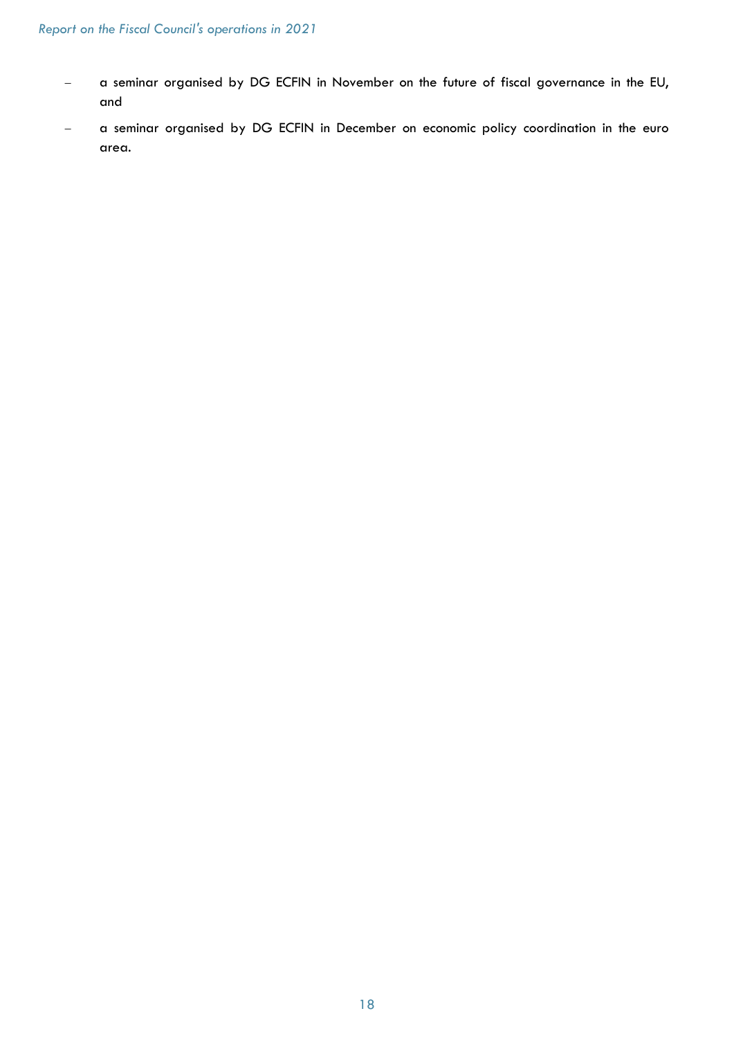- a seminar organised by DG ECFIN in November on the future of fiscal governance in the EU, and
- a seminar organised by DG ECFIN in December on economic policy coordination in the euro area.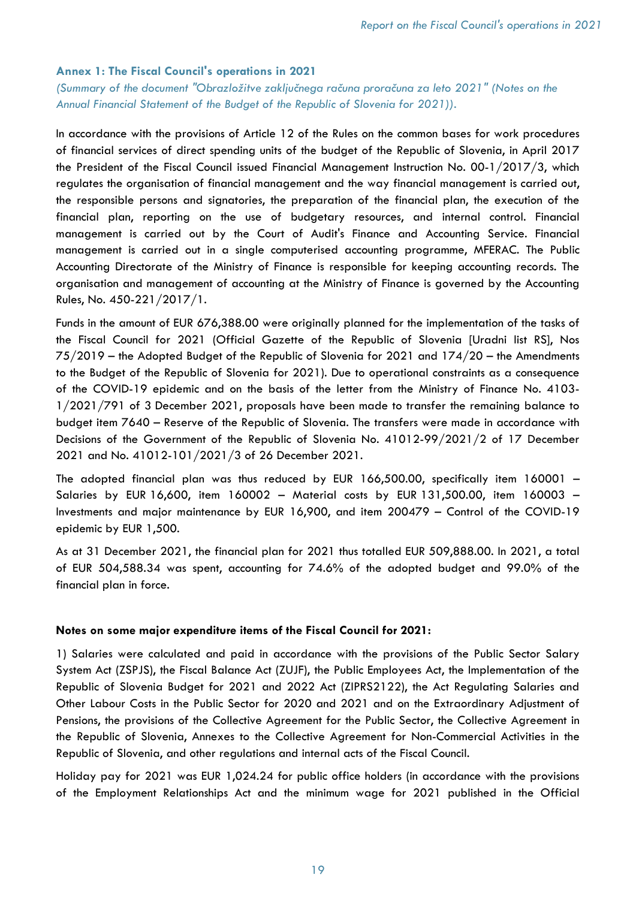### Annex 1: The Fiscal Council's operations in 2021

*(Summary of the document "Obrazložitve zaključnega računa proračuna za leto 2021" (Notes on the Annual Financial Statement of the Budget of the Republic of Slovenia for 2021)).*

In accordance with the provisions of Article 12 of the Rules on the common bases for work procedures of financial services of direct spending units of the budget of the Republic of Slovenia, in April 2017 the President of the Fiscal Council issued Financial Management Instruction No. 00-1/2017/3, which regulates the organisation of financial management and the way financial management is carried out, the responsible persons and signatories, the preparation of the financial plan, the execution of the financial plan, reporting on the use of budgetary resources, and internal control. Financial management is carried out by the Court of Audit's Finance and Accounting Service. Financial management is carried out in a single computerised accounting programme, MFERAC. The Public Accounting Directorate of the Ministry of Finance is responsible for keeping accounting records. The organisation and management of accounting at the Ministry of Finance is governed by the Accounting Rules, No. 450-221/2017/1.

Funds in the amount of EUR 676,388.00 were originally planned for the implementation of the tasks of the Fiscal Council for 2021 (Official Gazette of the Republic of Slovenia [Uradni list RS], Nos 75/2019 – the Adopted Budget of the Republic of Slovenia for 2021 and 174/20 – the Amendments to the Budget of the Republic of Slovenia for 2021). Due to operational constraints as a consequence of the COVID-19 epidemic and on the basis of the letter from the Ministry of Finance No. 4103-1/2021/791 of 3 December 2021, proposals have been made to transfer the remaining balance to budget item 7640 – Reserve of the Republic of Slovenia. The transfers were made in accordance with Decisions of the Government of the Republic of Slovenia No. 41012-99/2021/2 of 17 December 2021 and No. 41012-101/2021/3 of 26 December 2021.

The adopted financial plan was thus reduced by EUR 166,500.00, specifically item 160001 – Salaries by EUR 16,600, item 160002 – Material costs by EUR 131,500.00, item 160003 – Investments and major maintenance by EUR 16,900, and item 200479 – Control of the COVID-19 epidemic by EUR 1,500.

As at 31 December 2021, the financial plan for 2021 thus totalled EUR 509,888.00. In 2021, a total of EUR 504,588.34 was spent, accounting for 74.6% of the adopted budget and 99.0% of the financial plan in force.

**Notes on some major expenditure items of the Fiscal Council for 2021:**

1) Salaries were calculated and paid in accordance with the provisions of the Public Sector Salary System Act (ZSPJS), the Fiscal Balance Act (ZUJF), the Public Employees Act, the Implementation of the Republic of Slovenia Budget for 2021 and 2022 Act (ZIPRS2122), the Act Regulating Salaries and Other Labour Costs in the Public Sector for 2020 and 2021 and on the Extraordinary Adjustment of Pensions, the provisions of the Collective Agreement for the Public Sector, the Collective Agreement in the Republic of Slovenia, Annexes to the Collective Agreement for Non-Commercial Activities in the Republic of Slovenia, and other regulations and internal acts of the Fiscal Council.

Holiday pay for 2021 was EUR 1,024.24 for public office holders (in accordance with the provisions of the Employment Relationships Act and the minimum wage for 2021 published in the Official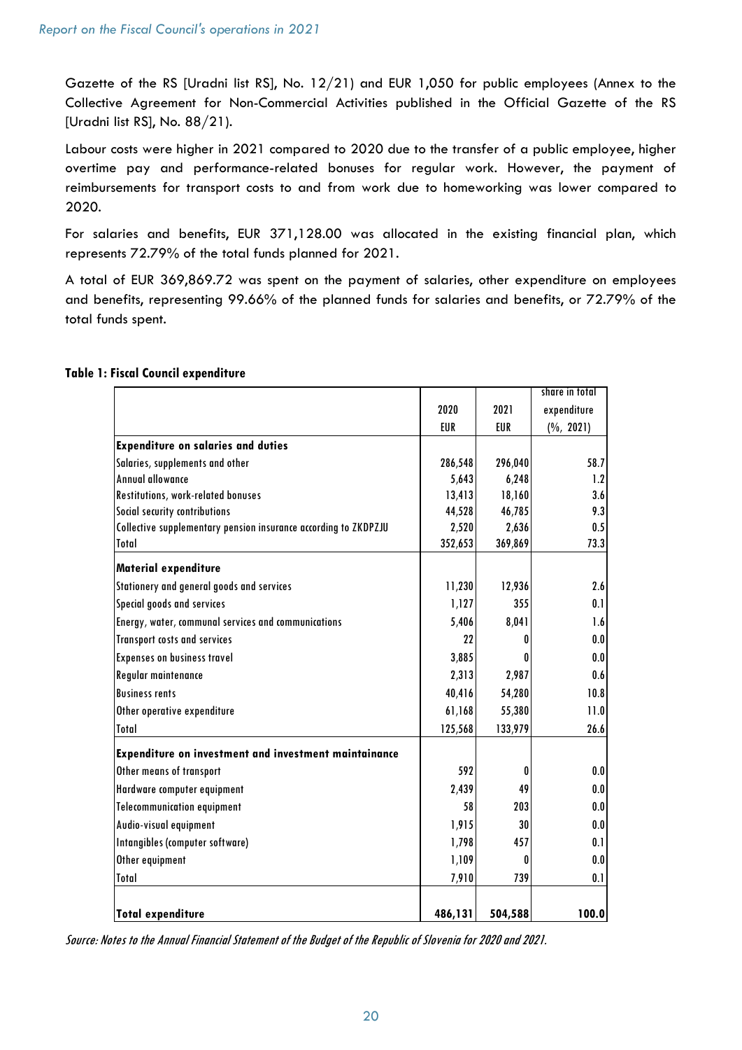Gazette of the RS [Uradni list RS], No. 12/21) and EUR 1,050 for public employees (Annex to the Collective Agreement for Non-Commercial Activities published in the Official Gazette of the RS [Uradni list RS], No. 88/21).

Labour costs were higher in 2021 compared to 2020 due to the transfer of a public employee, higher overtime pay and performance-related bonuses for regular work. However, the payment of reimbursements for transport costs to and from work due to homeworking was lower compared to 2020.

For salaries and benefits, EUR 371,128.00 was allocated in the existing financial plan, which represents 72.79% of the total funds planned for 2021.

A total of EUR 369,869.72 was spent on the payment of salaries, other expenditure on employees and benefits, representing 99.66% of the planned funds for salaries and benefits, or 72.79% of the total funds spent.

**Table 1: Fiscal Council expenditure**

| | 2020 EUR | 2021 EUR | share in total expenditure (%, 2021) |
|---|---|---|---|
| **Expenditure on salaries and duties** | | | |
| Salaries, supplements and other | 286,548 | 296,040 | 58.7 |
| Annual allowance | 5,643 | 6,248 | 1.2 |
| Restitutions, work-related bonuses | 13,413 | 18,160 | 3.6 |
| Social security contributions | 44,528 | 46,785 | 9.3 |
| Collective supplementary pension insurance according to ZKDPZJU | 2,520 | 2,636 | 0.5 |
| Total | 352,653 | 369,869 | 73.3 |
| **Material expenditure** | | | |
| Stationery and general goods and services | 11,230 | 12,936 | 2.6 |
| Special goods and services | 1,127 | 355 | 0.1 |
| Energy, water, communal services and communications | 5,406 | 8,041 | 1.6 |
| Transport costs and services | 22 | 0 | 0.0 |
| Expenses on business travel | 3,885 | 0 | 0.0 |
| Regular maintenance | 2,313 | 2,987 | 0.6 |
| Business rents | 40,416 | 54,280 | 10.8 |
| Other operative expenditure | 61,168 | 55,380 | 11.0 |
| Total | 125,568 | 133,979 | 26.6 |
| **Expenditure on investment and investment maintainance** | | | |
| Other means of transport | 592 | 0 | 0.0 |
| Hardware computer equipment | 2,439 | 49 | 0.0 |
| Telecommunication equipment | 58 | 203 | 0.0 |
| Audio-visual equipment | 1,915 | 30 | 0.0 |
| Intangibles (computer software) | 1,798 | 457 | 0.1 |
| Other equipment | 1,109 | 0 | 0.0 |
| Total | 7,910 | 739 | 0.1 |
| **Total expenditure** | **486,131** | **504,588** | **100.0** |

*Source: Notes to the Annual Financial Statement of the Budget of the Republic of Slovenia for 2020 and 2021.*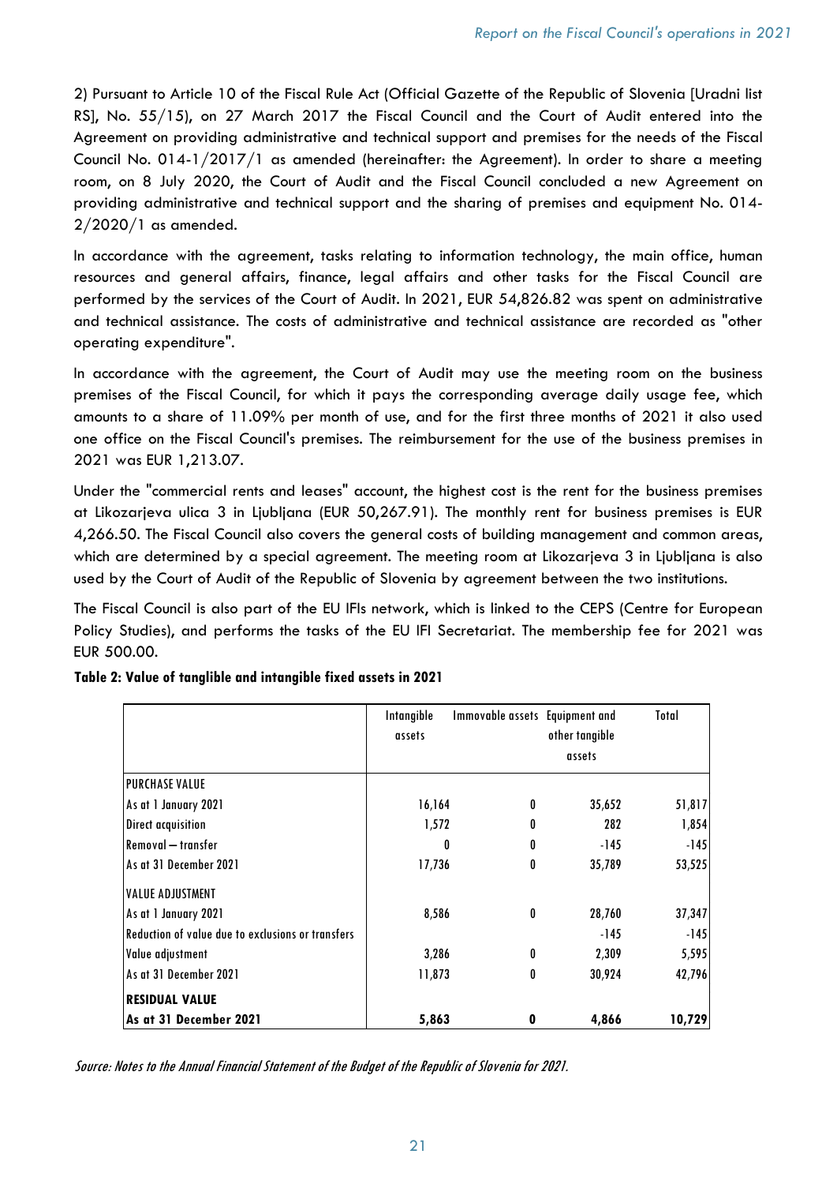2) Pursuant to Article 10 of the Fiscal Rule Act (Official Gazette of the Republic of Slovenia [Uradni list RS], No. 55/15), on 27 March 2017 the Fiscal Council and the Court of Audit entered into the Agreement on providing administrative and technical support and premises for the needs of the Fiscal Council No. 014-1/2017/1 as amended (hereinafter: the Agreement). In order to share a meeting room, on 8 July 2020, the Court of Audit and the Fiscal Council concluded a new Agreement on providing administrative and technical support and the sharing of premises and equipment No. 014-2/2020/1 as amended.

In accordance with the agreement, tasks relating to information technology, the main office, human resources and general affairs, finance, legal affairs and other tasks for the Fiscal Council are performed by the services of the Court of Audit. In 2021, EUR 54,826.82 was spent on administrative and technical assistance. The costs of administrative and technical assistance are recorded as "other operating expenditure".

In accordance with the agreement, the Court of Audit may use the meeting room on the business premises of the Fiscal Council, for which it pays the corresponding average daily usage fee, which amounts to a share of 11.09% per month of use, and for the first three months of 2021 it also used one office on the Fiscal Council's premises. The reimbursement for the use of the business premises in 2021 was EUR 1,213.07.

Under the "commercial rents and leases" account, the highest cost is the rent for the business premises at Likozarjeva ulica 3 in Ljubljana (EUR 50,267.91). The monthly rent for business premises is EUR 4,266.50. The Fiscal Council also covers the general costs of building management and common areas, which are determined by a special agreement. The meeting room at Likozarjeva 3 in Ljubljana is also used by the Court of Audit of the Republic of Slovenia by agreement between the two institutions.

The Fiscal Council is also part of the EU IFIs network, which is linked to the CEPS (Centre for European Policy Studies), and performs the tasks of the EU IFI Secretariat. The membership fee for 2021 was EUR 500.00.

**Table 2: Value of tanglible and intangible fixed assets in 2021**

| | Intangible assets | Immovable assets | Equipment and other tangible assets | Total |
|---|---|---|---|---|
| PURCHASE VALUE | | | | |
| As at 1 January 2021 | 16,164 | 0 | 35,652 | 51,817 |
| Direct acquisition | 1,572 | 0 | 282 | 1,854 |
| Removal – transfer | 0 | 0 | -145 | -145 |
| As at 31 December 2021 | 17,736 | 0 | 35,789 | 53,525 |
| VALUE ADJUSTMENT | | | | |
| As at 1 January 2021 | 8,586 | 0 | 28,760 | 37,347 |
| Reduction of value due to exclusions or transfers | | | -145 | -145 |
| Value adjustment | 3,286 | 0 | 2,309 | 5,595 |
| As at 31 December 2021 | 11,873 | 0 | 30,924 | 42,796 |
| **RESIDUAL VALUE** | | | | |
| **As at 31 December 2021** | **5,863** | **0** | **4,866** | **10,729** |

*Source: Notes to the Annual Financial Statement of the Budget of the Republic of Slovenia for 2021.*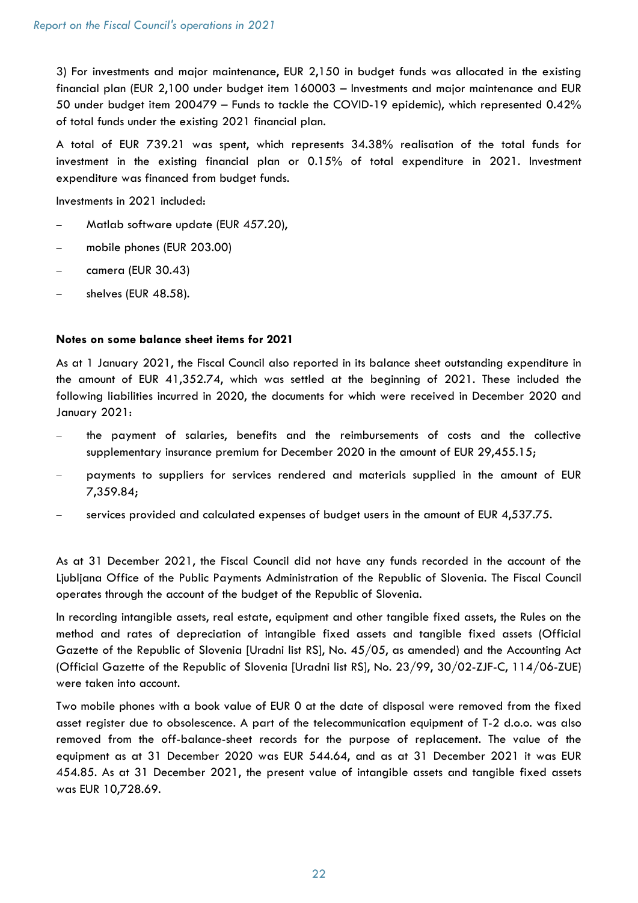3) For investments and major maintenance, EUR 2,150 in budget funds was allocated in the existing financial plan (EUR 2,100 under budget item 160003 – Investments and major maintenance and EUR 50 under budget item 200479 – Funds to tackle the COVID-19 epidemic), which represented 0.42% of total funds under the existing 2021 financial plan.

A total of EUR 739.21 was spent, which represents 34.38% realisation of the total funds for investment in the existing financial plan or 0.15% of total expenditure in 2021. Investment expenditure was financed from budget funds.

Investments in 2021 included:

- Matlab software update (EUR 457.20),
- mobile phones (EUR 203.00)
- camera (EUR 30.43)
- shelves (EUR 48.58).

**Notes on some balance sheet items for 2021**

As at 1 January 2021, the Fiscal Council also reported in its balance sheet outstanding expenditure in the amount of EUR 41,352.74, which was settled at the beginning of 2021. These included the following liabilities incurred in 2020, the documents for which were received in December 2020 and January 2021:

- the payment of salaries, benefits and the reimbursements of costs and the collective supplementary insurance premium for December 2020 in the amount of EUR 29,455.15;
- payments to suppliers for services rendered and materials supplied in the amount of EUR 7,359.84;
- services provided and calculated expenses of budget users in the amount of EUR 4,537.75.

As at 31 December 2021, the Fiscal Council did not have any funds recorded in the account of the Ljubljana Office of the Public Payments Administration of the Republic of Slovenia. The Fiscal Council operates through the account of the budget of the Republic of Slovenia.

In recording intangible assets, real estate, equipment and other tangible fixed assets, the Rules on the method and rates of depreciation of intangible fixed assets and tangible fixed assets (Official Gazette of the Republic of Slovenia [Uradni list RS], No. 45/05, as amended) and the Accounting Act (Official Gazette of the Republic of Slovenia [Uradni list RS], No. 23/99, 30/02-ZJF-C, 114/06-ZUE) were taken into account.

Two mobile phones with a book value of EUR 0 at the date of disposal were removed from the fixed asset register due to obsolescence. A part of the telecommunication equipment of T-2 d.o.o. was also removed from the off-balance-sheet records for the purpose of replacement. The value of the equipment as at 31 December 2020 was EUR 544.64, and as at 31 December 2021 it was EUR 454.85. As at 31 December 2021, the present value of intangible assets and tangible fixed assets was EUR 10,728.69.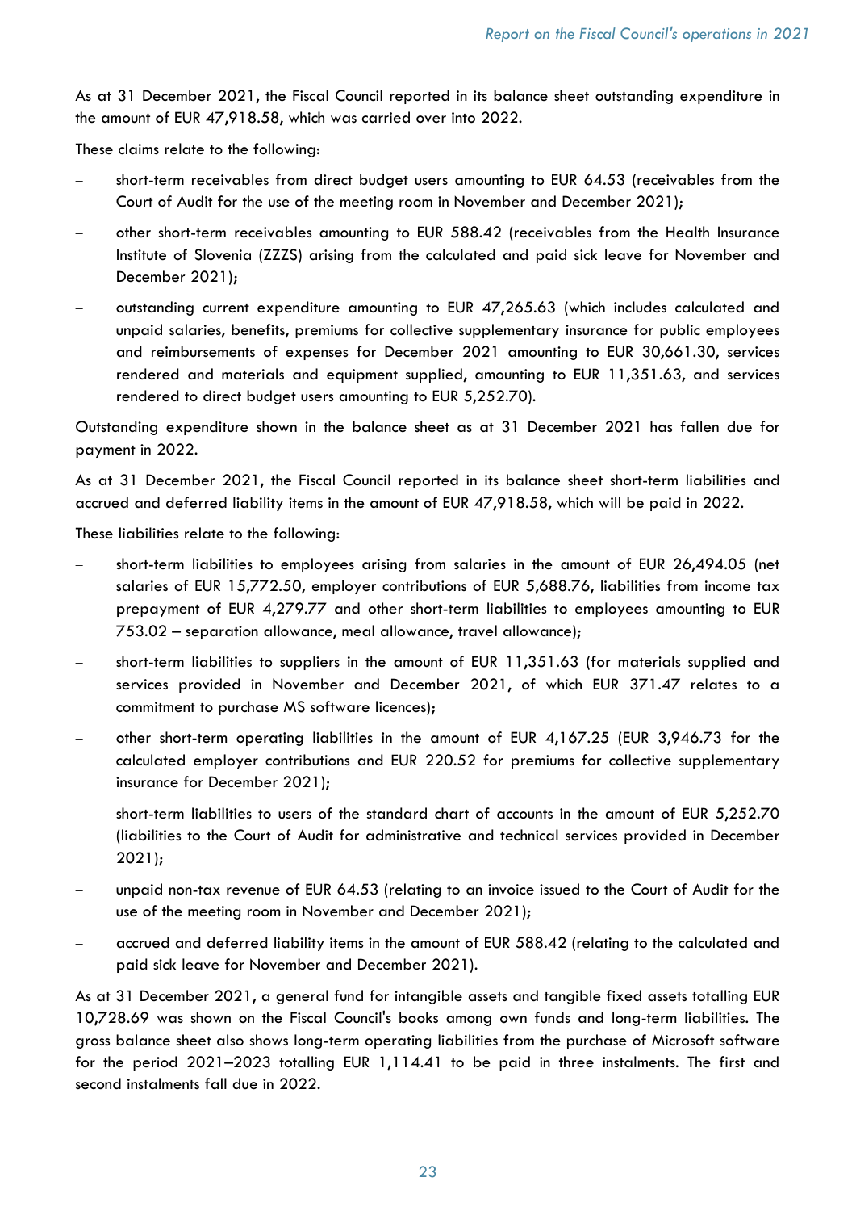As at 31 December 2021, the Fiscal Council reported in its balance sheet outstanding expenditure in the amount of EUR 47,918.58, which was carried over into 2022.

These claims relate to the following:

- short-term receivables from direct budget users amounting to EUR 64.53 (receivables from the Court of Audit for the use of the meeting room in November and December 2021);
- other short-term receivables amounting to EUR 588.42 (receivables from the Health Insurance Institute of Slovenia (ZZZS) arising from the calculated and paid sick leave for November and December 2021);
- outstanding current expenditure amounting to EUR 47,265.63 (which includes calculated and unpaid salaries, benefits, premiums for collective supplementary insurance for public employees and reimbursements of expenses for December 2021 amounting to EUR 30,661.30, services rendered and materials and equipment supplied, amounting to EUR 11,351.63, and services rendered to direct budget users amounting to EUR 5,252.70).

Outstanding expenditure shown in the balance sheet as at 31 December 2021 has fallen due for payment in 2022.

As at 31 December 2021, the Fiscal Council reported in its balance sheet short-term liabilities and accrued and deferred liability items in the amount of EUR 47,918.58, which will be paid in 2022.

These liabilities relate to the following:

- short-term liabilities to employees arising from salaries in the amount of EUR 26,494.05 (net salaries of EUR 15,772.50, employer contributions of EUR 5,688.76, liabilities from income tax prepayment of EUR 4,279.77 and other short-term liabilities to employees amounting to EUR 753.02 – separation allowance, meal allowance, travel allowance);
- short-term liabilities to suppliers in the amount of EUR 11,351.63 (for materials supplied and services provided in November and December 2021, of which EUR 371.47 relates to a commitment to purchase MS software licences);
- other short-term operating liabilities in the amount of EUR 4,167.25 (EUR 3,946.73 for the calculated employer contributions and EUR 220.52 for premiums for collective supplementary insurance for December 2021);
- short-term liabilities to users of the standard chart of accounts in the amount of EUR 5,252.70 (liabilities to the Court of Audit for administrative and technical services provided in December 2021);
- unpaid non-tax revenue of EUR 64.53 (relating to an invoice issued to the Court of Audit for the use of the meeting room in November and December 2021);
- accrued and deferred liability items in the amount of EUR 588.42 (relating to the calculated and paid sick leave for November and December 2021).

As at 31 December 2021, a general fund for intangible assets and tangible fixed assets totalling EUR 10,728.69 was shown on the Fiscal Council's books among own funds and long-term liabilities. The gross balance sheet also shows long-term operating liabilities from the purchase of Microsoft software for the period 2021–2023 totalling EUR 1,114.41 to be paid in three instalments. The first and second instalments fall due in 2022.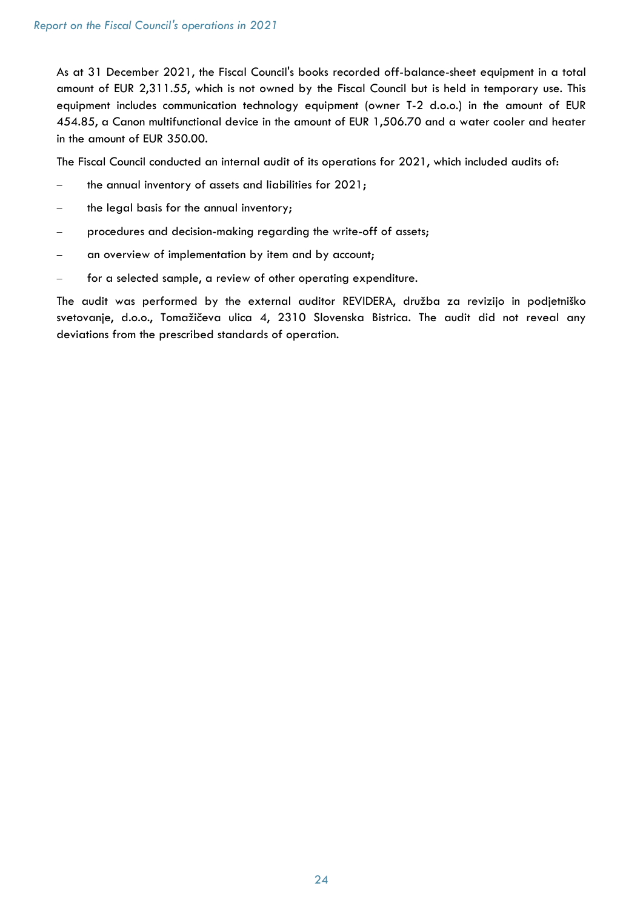As at 31 December 2021, the Fiscal Council's books recorded off-balance-sheet equipment in a total amount of EUR 2,311.55, which is not owned by the Fiscal Council but is held in temporary use. This equipment includes communication technology equipment (owner T-2 d.o.o.) in the amount of EUR 454.85, a Canon multifunctional device in the amount of EUR 1,506.70 and a water cooler and heater in the amount of EUR 350.00.

The Fiscal Council conducted an internal audit of its operations for 2021, which included audits of:

- the annual inventory of assets and liabilities for 2021;
- the legal basis for the annual inventory;
- procedures and decision-making regarding the write-off of assets;
- an overview of implementation by item and by account;
- for a selected sample, a review of other operating expenditure.

The audit was performed by the external auditor REVIDERA, družba za revizijo in podjetniško svetovanje, d.o.o., Tomažičeva ulica 4, 2310 Slovenska Bistrica. The audit did not reveal any deviations from the prescribed standards of operation.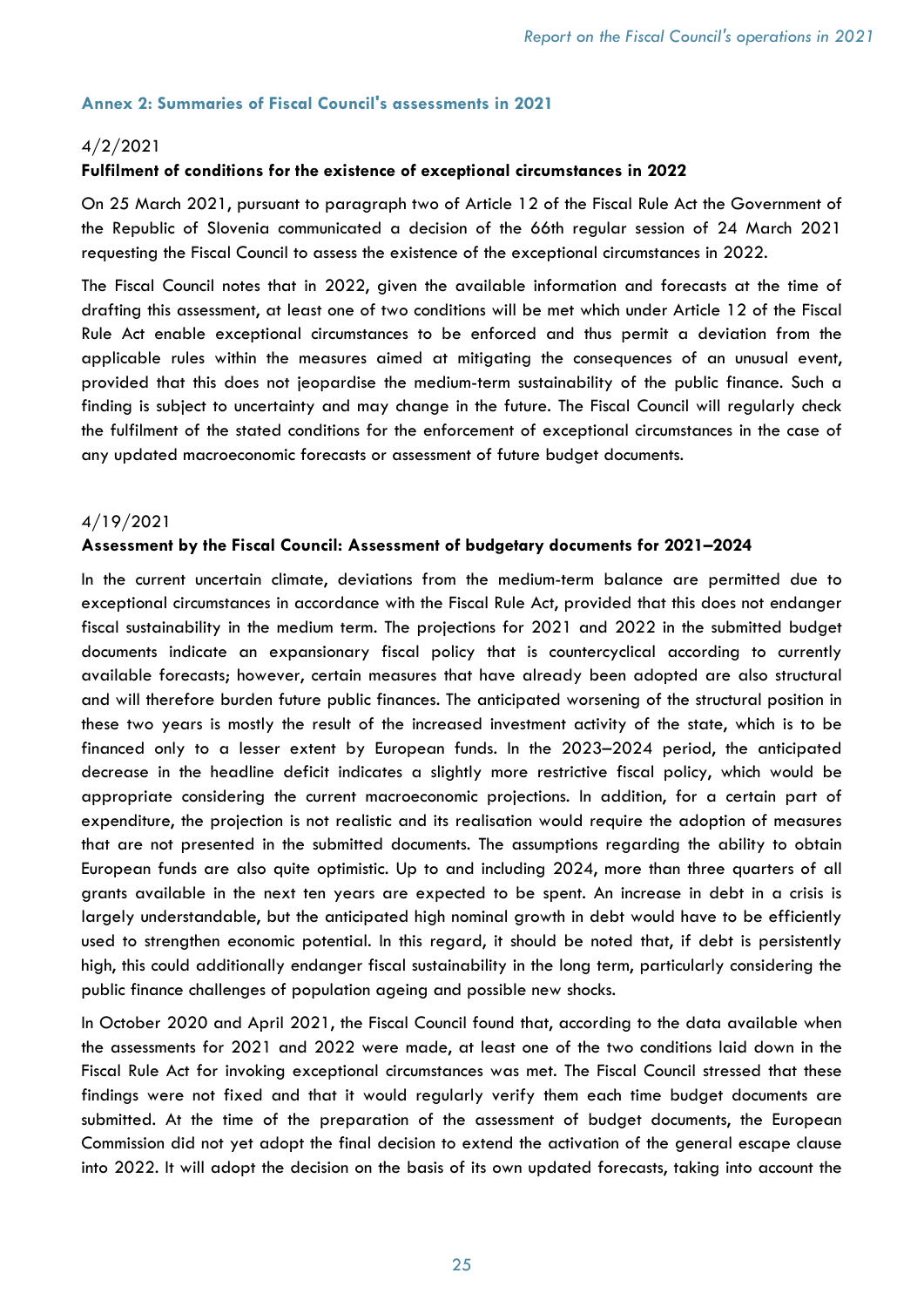## Annex 2: Summaries of Fiscal Council's assessments in 2021

4/2/2021

**Fulfilment of conditions for the existence of exceptional circumstances in 2022**

On 25 March 2021, pursuant to paragraph two of Article 12 of the Fiscal Rule Act the Government of the Republic of Slovenia communicated a decision of the 66th regular session of 24 March 2021 requesting the Fiscal Council to assess the existence of the exceptional circumstances in 2022.

The Fiscal Council notes that in 2022, given the available information and forecasts at the time of drafting this assessment, at least one of two conditions will be met which under Article 12 of the Fiscal Rule Act enable exceptional circumstances to be enforced and thus permit a deviation from the applicable rules within the measures aimed at mitigating the consequences of an unusual event, provided that this does not jeopardise the medium-term sustainability of the public finance. Such a finding is subject to uncertainty and may change in the future. The Fiscal Council will regularly check the fulfilment of the stated conditions for the enforcement of exceptional circumstances in the case of any updated macroeconomic forecasts or assessment of future budget documents.

4/19/2021

**Assessment by the Fiscal Council: Assessment of budgetary documents for 2021–2024**

In the current uncertain climate, deviations from the medium-term balance are permitted due to exceptional circumstances in accordance with the Fiscal Rule Act, provided that this does not endanger fiscal sustainability in the medium term. The projections for 2021 and 2022 in the submitted budget documents indicate an expansionary fiscal policy that is countercyclical according to currently available forecasts; however, certain measures that have already been adopted are also structural and will therefore burden future public finances. The anticipated worsening of the structural position in these two years is mostly the result of the increased investment activity of the state, which is to be financed only to a lesser extent by European funds. In the 2023–2024 period, the anticipated decrease in the headline deficit indicates a slightly more restrictive fiscal policy, which would be appropriate considering the current macroeconomic projections. In addition, for a certain part of expenditure, the projection is not realistic and its realisation would require the adoption of measures that are not presented in the submitted documents. The assumptions regarding the ability to obtain European funds are also quite optimistic. Up to and including 2024, more than three quarters of all grants available in the next ten years are expected to be spent. An increase in debt in a crisis is largely understandable, but the anticipated high nominal growth in debt would have to be efficiently used to strengthen economic potential. In this regard, it should be noted that, if debt is persistently high, this could additionally endanger fiscal sustainability in the long term, particularly considering the public finance challenges of population ageing and possible new shocks.

In October 2020 and April 2021, the Fiscal Council found that, according to the data available when the assessments for 2021 and 2022 were made, at least one of the two conditions laid down in the Fiscal Rule Act for invoking exceptional circumstances was met. The Fiscal Council stressed that these findings were not fixed and that it would regularly verify them each time budget documents are submitted. At the time of the preparation of the assessment of budget documents, the European Commission did not yet adopt the final decision to extend the activation of the general escape clause into 2022. It will adopt the decision on the basis of its own updated forecasts, taking into account the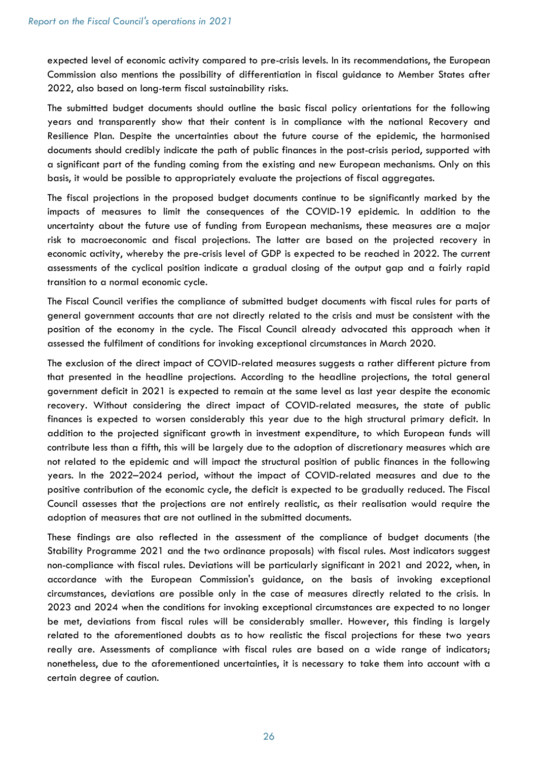expected level of economic activity compared to pre-crisis levels. In its recommendations, the European Commission also mentions the possibility of differentiation in fiscal guidance to Member States after 2022, also based on long-term fiscal sustainability risks.

The submitted budget documents should outline the basic fiscal policy orientations for the following years and transparently show that their content is in compliance with the national Recovery and Resilience Plan. Despite the uncertainties about the future course of the epidemic, the harmonised documents should credibly indicate the path of public finances in the post-crisis period, supported with a significant part of the funding coming from the existing and new European mechanisms. Only on this basis, it would be possible to appropriately evaluate the projections of fiscal aggregates.

The fiscal projections in the proposed budget documents continue to be significantly marked by the impacts of measures to limit the consequences of the COVID-19 epidemic. In addition to the uncertainty about the future use of funding from European mechanisms, these measures are a major risk to macroeconomic and fiscal projections. The latter are based on the projected recovery in economic activity, whereby the pre-crisis level of GDP is expected to be reached in 2022. The current assessments of the cyclical position indicate a gradual closing of the output gap and a fairly rapid transition to a normal economic cycle.

The Fiscal Council verifies the compliance of submitted budget documents with fiscal rules for parts of general government accounts that are not directly related to the crisis and must be consistent with the position of the economy in the cycle. The Fiscal Council already advocated this approach when it assessed the fulfilment of conditions for invoking exceptional circumstances in March 2020.

The exclusion of the direct impact of COVID-related measures suggests a rather different picture from that presented in the headline projections. According to the headline projections, the total general government deficit in 2021 is expected to remain at the same level as last year despite the economic recovery. Without considering the direct impact of COVID-related measures, the state of public finances is expected to worsen considerably this year due to the high structural primary deficit. In addition to the projected significant growth in investment expenditure, to which European funds will contribute less than a fifth, this will be largely due to the adoption of discretionary measures which are not related to the epidemic and will impact the structural position of public finances in the following years. In the 2022–2024 period, without the impact of COVID-related measures and due to the positive contribution of the economic cycle, the deficit is expected to be gradually reduced. The Fiscal Council assesses that the projections are not entirely realistic, as their realisation would require the adoption of measures that are not outlined in the submitted documents.

These findings are also reflected in the assessment of the compliance of budget documents (the Stability Programme 2021 and the two ordinance proposals) with fiscal rules. Most indicators suggest non-compliance with fiscal rules. Deviations will be particularly significant in 2021 and 2022, when, in accordance with the European Commission's guidance, on the basis of invoking exceptional circumstances, deviations are possible only in the case of measures directly related to the crisis. In 2023 and 2024 when the conditions for invoking exceptional circumstances are expected to no longer be met, deviations from fiscal rules will be considerably smaller. However, this finding is largely related to the aforementioned doubts as to how realistic the fiscal projections for these two years really are. Assessments of compliance with fiscal rules are based on a wide range of indicators; nonetheless, due to the aforementioned uncertainties, it is necessary to take them into account with a certain degree of caution.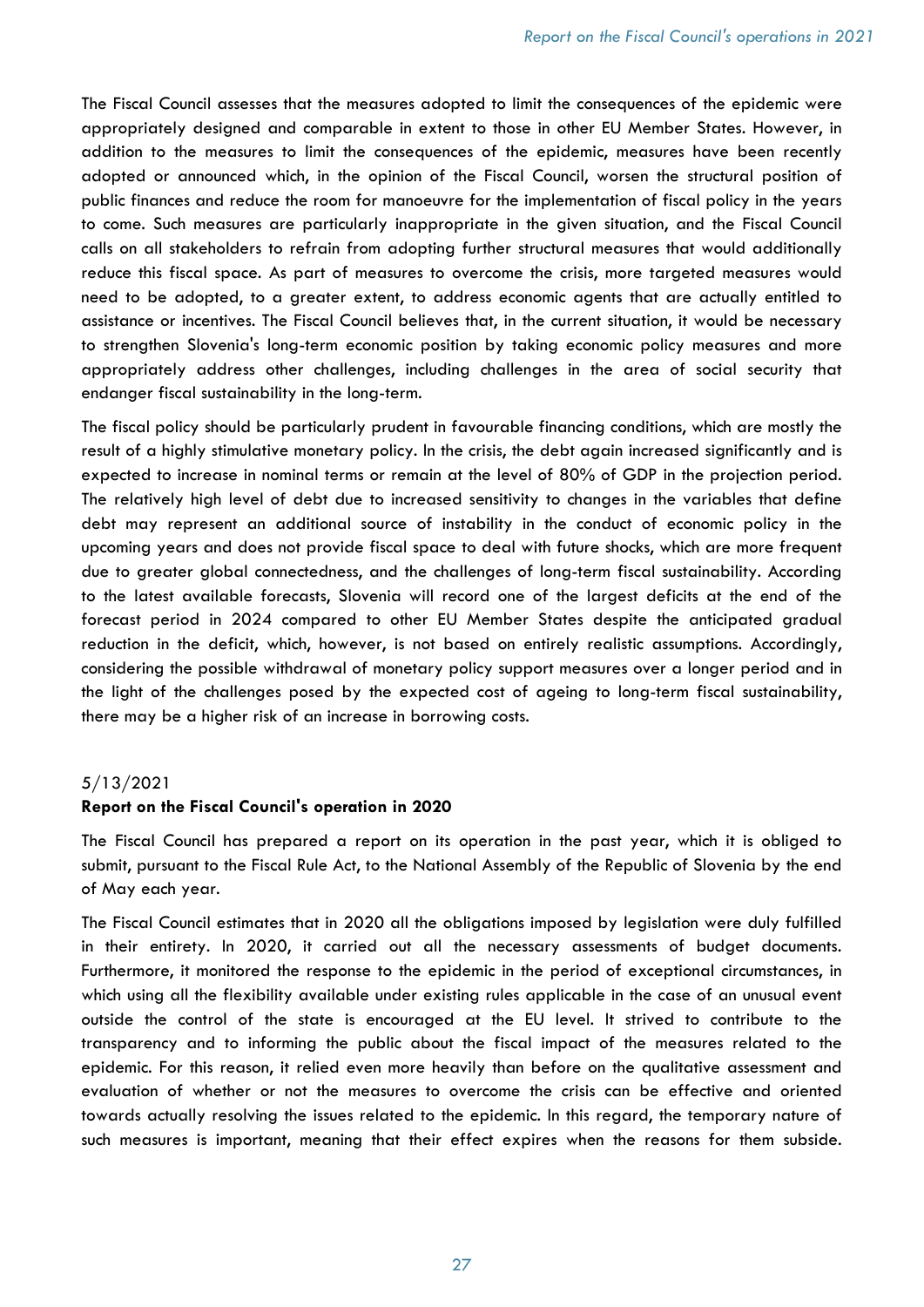The Fiscal Council assesses that the measures adopted to limit the consequences of the epidemic were appropriately designed and comparable in extent to those in other EU Member States. However, in addition to the measures to limit the consequences of the epidemic, measures have been recently adopted or announced which, in the opinion of the Fiscal Council, worsen the structural position of public finances and reduce the room for manoeuvre for the implementation of fiscal policy in the years to come. Such measures are particularly inappropriate in the given situation, and the Fiscal Council calls on all stakeholders to refrain from adopting further structural measures that would additionally reduce this fiscal space. As part of measures to overcome the crisis, more targeted measures would need to be adopted, to a greater extent, to address economic agents that are actually entitled to assistance or incentives. The Fiscal Council believes that, in the current situation, it would be necessary to strengthen Slovenia's long-term economic position by taking economic policy measures and more appropriately address other challenges, including challenges in the area of social security that endanger fiscal sustainability in the long-term.

The fiscal policy should be particularly prudent in favourable financing conditions, which are mostly the result of a highly stimulative monetary policy. In the crisis, the debt again increased significantly and is expected to increase in nominal terms or remain at the level of 80% of GDP in the projection period. The relatively high level of debt due to increased sensitivity to changes in the variables that define debt may represent an additional source of instability in the conduct of economic policy in the upcoming years and does not provide fiscal space to deal with future shocks, which are more frequent due to greater global connectedness, and the challenges of long-term fiscal sustainability. According to the latest available forecasts, Slovenia will record one of the largest deficits at the end of the forecast period in 2024 compared to other EU Member States despite the anticipated gradual reduction in the deficit, which, however, is not based on entirely realistic assumptions. Accordingly, considering the possible withdrawal of monetary policy support measures over a longer period and in the light of the challenges posed by the expected cost of ageing to long-term fiscal sustainability, there may be a higher risk of an increase in borrowing costs.

5/13/2021

**Report on the Fiscal Council's operation in 2020**

The Fiscal Council has prepared a report on its operation in the past year, which it is obliged to submit, pursuant to the Fiscal Rule Act, to the National Assembly of the Republic of Slovenia by the end of May each year.

The Fiscal Council estimates that in 2020 all the obligations imposed by legislation were duly fulfilled in their entirety. In 2020, it carried out all the necessary assessments of budget documents. Furthermore, it monitored the response to the epidemic in the period of exceptional circumstances, in which using all the flexibility available under existing rules applicable in the case of an unusual event outside the control of the state is encouraged at the EU level. It strived to contribute to the transparency and to informing the public about the fiscal impact of the measures related to the epidemic. For this reason, it relied even more heavily than before on the qualitative assessment and evaluation of whether or not the measures to overcome the crisis can be effective and oriented towards actually resolving the issues related to the epidemic. In this regard, the temporary nature of such measures is important, meaning that their effect expires when the reasons for them subside.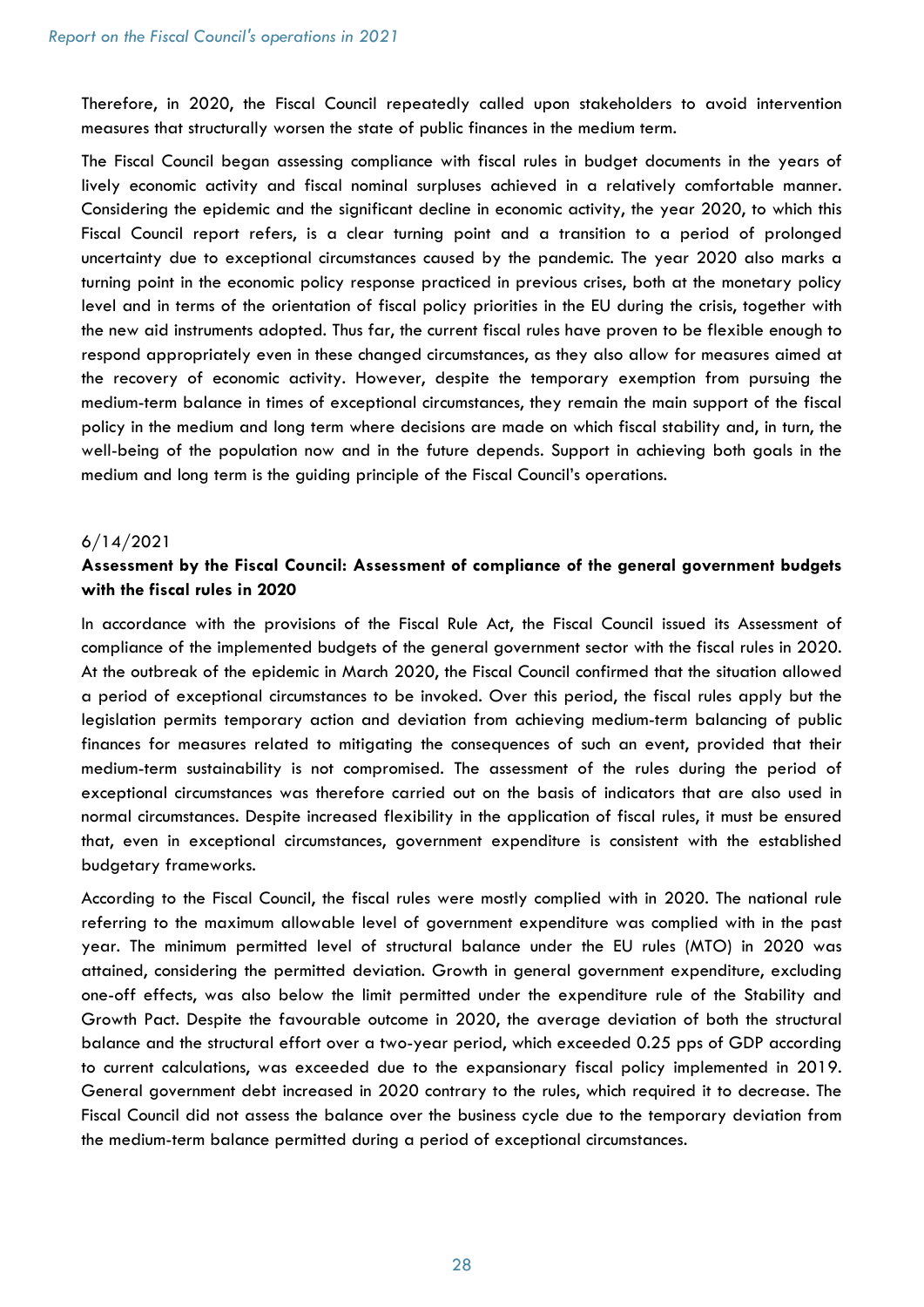Therefore, in 2020, the Fiscal Council repeatedly called upon stakeholders to avoid intervention measures that structurally worsen the state of public finances in the medium term.

The Fiscal Council began assessing compliance with fiscal rules in budget documents in the years of lively economic activity and fiscal nominal surpluses achieved in a relatively comfortable manner. Considering the epidemic and the significant decline in economic activity, the year 2020, to which this Fiscal Council report refers, is a clear turning point and a transition to a period of prolonged uncertainty due to exceptional circumstances caused by the pandemic. The year 2020 also marks a turning point in the economic policy response practiced in previous crises, both at the monetary policy level and in terms of the orientation of fiscal policy priorities in the EU during the crisis, together with the new aid instruments adopted. Thus far, the current fiscal rules have proven to be flexible enough to respond appropriately even in these changed circumstances, as they also allow for measures aimed at the recovery of economic activity. However, despite the temporary exemption from pursuing the medium-term balance in times of exceptional circumstances, they remain the main support of the fiscal policy in the medium and long term where decisions are made on which fiscal stability and, in turn, the well-being of the population now and in the future depends. Support in achieving both goals in the medium and long term is the guiding principle of the Fiscal Council's operations.

6/14/2021

**Assessment by the Fiscal Council: Assessment of compliance of the general government budgets with the fiscal rules in 2020**

In accordance with the provisions of the Fiscal Rule Act, the Fiscal Council issued its Assessment of compliance of the implemented budgets of the general government sector with the fiscal rules in 2020. At the outbreak of the epidemic in March 2020, the Fiscal Council confirmed that the situation allowed a period of exceptional circumstances to be invoked. Over this period, the fiscal rules apply but the legislation permits temporary action and deviation from achieving medium-term balancing of public finances for measures related to mitigating the consequences of such an event, provided that their medium-term sustainability is not compromised. The assessment of the rules during the period of exceptional circumstances was therefore carried out on the basis of indicators that are also used in normal circumstances. Despite increased flexibility in the application of fiscal rules, it must be ensured that, even in exceptional circumstances, government expenditure is consistent with the established budgetary frameworks.

According to the Fiscal Council, the fiscal rules were mostly complied with in 2020. The national rule referring to the maximum allowable level of government expenditure was complied with in the past year. The minimum permitted level of structural balance under the EU rules (MTO) in 2020 was attained, considering the permitted deviation. Growth in general government expenditure, excluding one-off effects, was also below the limit permitted under the expenditure rule of the Stability and Growth Pact. Despite the favourable outcome in 2020, the average deviation of both the structural balance and the structural effort over a two-year period, which exceeded 0.25 pps of GDP according to current calculations, was exceeded due to the expansionary fiscal policy implemented in 2019. General government debt increased in 2020 contrary to the rules, which required it to decrease. The Fiscal Council did not assess the balance over the business cycle due to the temporary deviation from the medium-term balance permitted during a period of exceptional circumstances.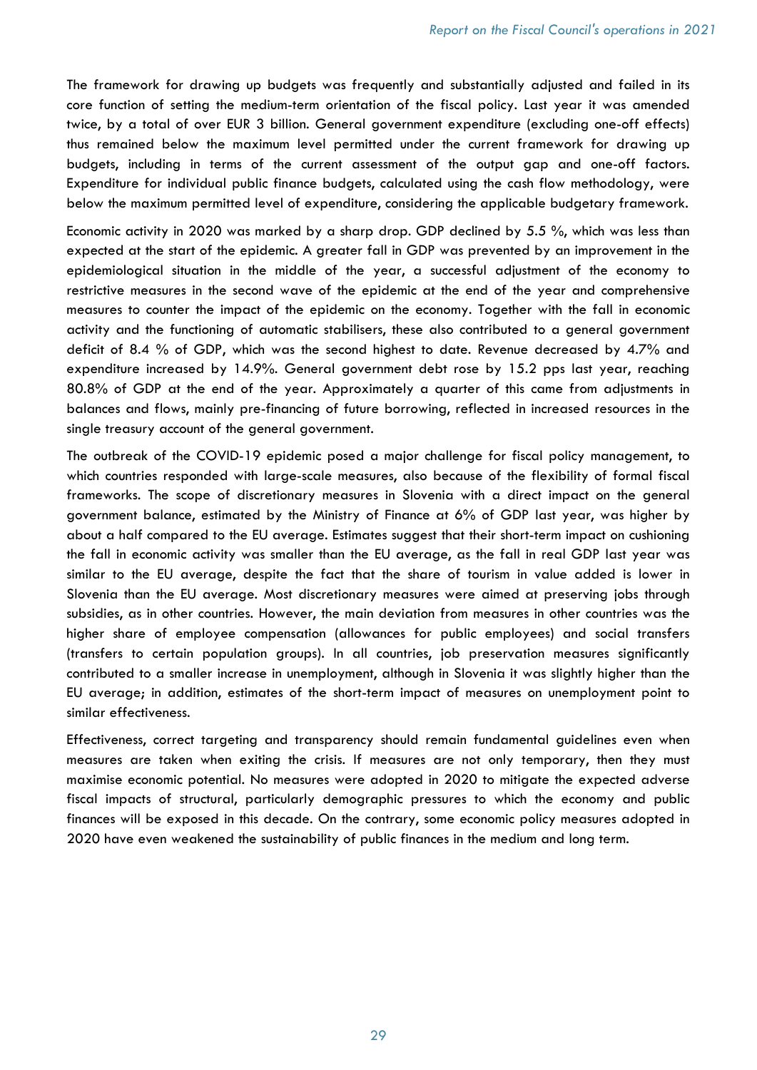The framework for drawing up budgets was frequently and substantially adjusted and failed in its core function of setting the medium-term orientation of the fiscal policy. Last year it was amended twice, by a total of over EUR 3 billion. General government expenditure (excluding one-off effects) thus remained below the maximum level permitted under the current framework for drawing up budgets, including in terms of the current assessment of the output gap and one-off factors. Expenditure for individual public finance budgets, calculated using the cash flow methodology, were below the maximum permitted level of expenditure, considering the applicable budgetary framework.

Economic activity in 2020 was marked by a sharp drop. GDP declined by 5.5 %, which was less than expected at the start of the epidemic. A greater fall in GDP was prevented by an improvement in the epidemiological situation in the middle of the year, a successful adjustment of the economy to restrictive measures in the second wave of the epidemic at the end of the year and comprehensive measures to counter the impact of the epidemic on the economy. Together with the fall in economic activity and the functioning of automatic stabilisers, these also contributed to a general government deficit of 8.4 % of GDP, which was the second highest to date. Revenue decreased by 4.7% and expenditure increased by 14.9%. General government debt rose by 15.2 pps last year, reaching 80.8% of GDP at the end of the year. Approximately a quarter of this came from adjustments in balances and flows, mainly pre-financing of future borrowing, reflected in increased resources in the single treasury account of the general government.

The outbreak of the COVID-19 epidemic posed a major challenge for fiscal policy management, to which countries responded with large-scale measures, also because of the flexibility of formal fiscal frameworks. The scope of discretionary measures in Slovenia with a direct impact on the general government balance, estimated by the Ministry of Finance at 6% of GDP last year, was higher by about a half compared to the EU average. Estimates suggest that their short-term impact on cushioning the fall in economic activity was smaller than the EU average, as the fall in real GDP last year was similar to the EU average, despite the fact that the share of tourism in value added is lower in Slovenia than the EU average. Most discretionary measures were aimed at preserving jobs through subsidies, as in other countries. However, the main deviation from measures in other countries was the higher share of employee compensation (allowances for public employees) and social transfers (transfers to certain population groups). In all countries, job preservation measures significantly contributed to a smaller increase in unemployment, although in Slovenia it was slightly higher than the EU average; in addition, estimates of the short-term impact of measures on unemployment point to similar effectiveness.

Effectiveness, correct targeting and transparency should remain fundamental guidelines even when measures are taken when exiting the crisis. If measures are not only temporary, then they must maximise economic potential. No measures were adopted in 2020 to mitigate the expected adverse fiscal impacts of structural, particularly demographic pressures to which the economy and public finances will be exposed in this decade. On the contrary, some economic policy measures adopted in 2020 have even weakened the sustainability of public finances in the medium and long term.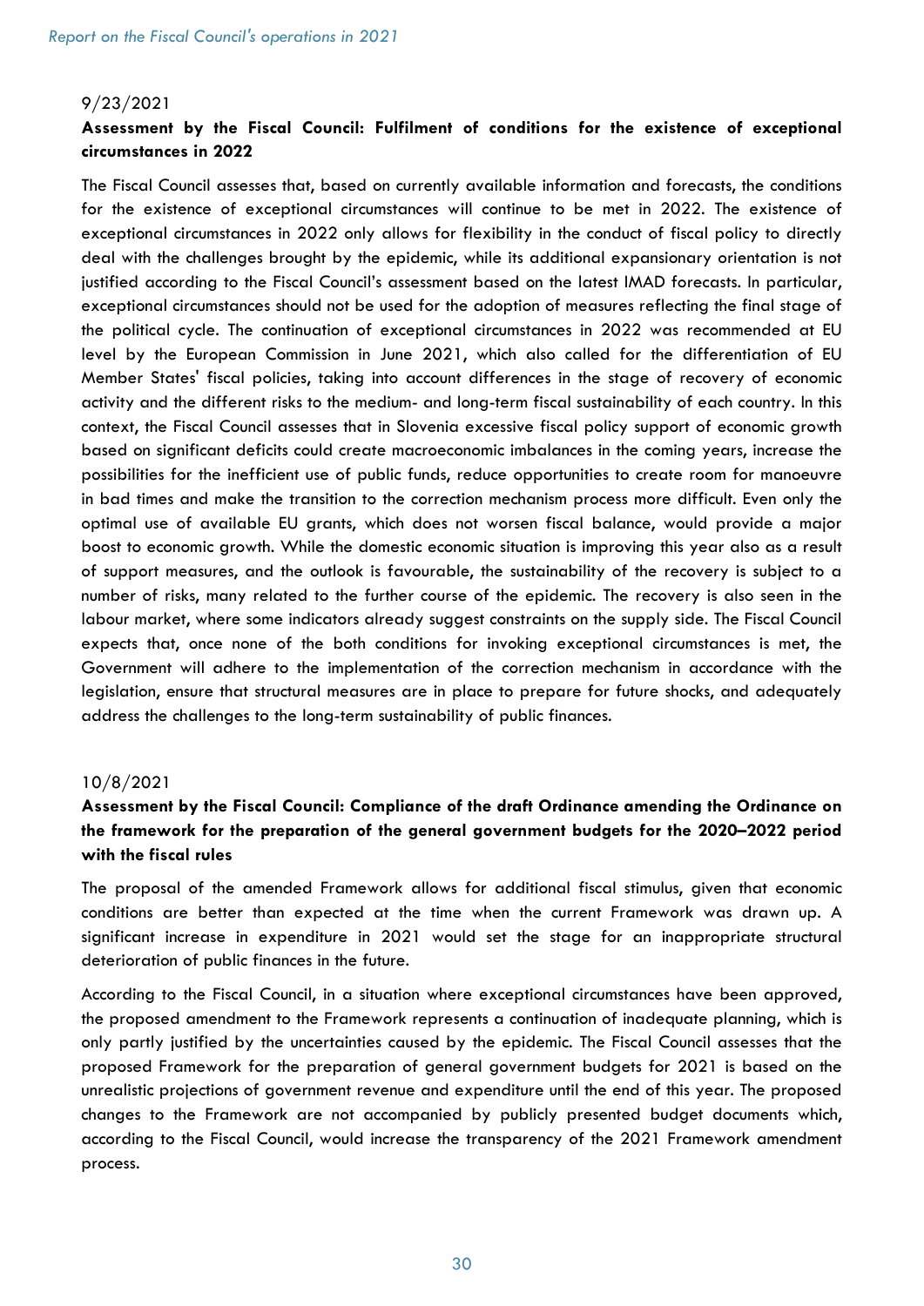9/23/2021

**Assessment by the Fiscal Council: Fulfilment of conditions for the existence of exceptional circumstances in 2022**

The Fiscal Council assesses that, based on currently available information and forecasts, the conditions for the existence of exceptional circumstances will continue to be met in 2022. The existence of exceptional circumstances in 2022 only allows for flexibility in the conduct of fiscal policy to directly deal with the challenges brought by the epidemic, while its additional expansionary orientation is not justified according to the Fiscal Council's assessment based on the latest IMAD forecasts. In particular, exceptional circumstances should not be used for the adoption of measures reflecting the final stage of the political cycle. The continuation of exceptional circumstances in 2022 was recommended at EU level by the European Commission in June 2021, which also called for the differentiation of EU Member States' fiscal policies, taking into account differences in the stage of recovery of economic activity and the different risks to the medium- and long-term fiscal sustainability of each country. In this context, the Fiscal Council assesses that in Slovenia excessive fiscal policy support of economic growth based on significant deficits could create macroeconomic imbalances in the coming years, increase the possibilities for the inefficient use of public funds, reduce opportunities to create room for manoeuvre in bad times and make the transition to the correction mechanism process more difficult. Even only the optimal use of available EU grants, which does not worsen fiscal balance, would provide a major boost to economic growth. While the domestic economic situation is improving this year also as a result of support measures, and the outlook is favourable, the sustainability of the recovery is subject to a number of risks, many related to the further course of the epidemic. The recovery is also seen in the labour market, where some indicators already suggest constraints on the supply side. The Fiscal Council expects that, once none of the both conditions for invoking exceptional circumstances is met, the Government will adhere to the implementation of the correction mechanism in accordance with the legislation, ensure that structural measures are in place to prepare for future shocks, and adequately address the challenges to the long-term sustainability of public finances.

10/8/2021

**Assessment by the Fiscal Council: Compliance of the draft Ordinance amending the Ordinance on the framework for the preparation of the general government budgets for the 2020–2022 period with the fiscal rules**

The proposal of the amended Framework allows for additional fiscal stimulus, given that economic conditions are better than expected at the time when the current Framework was drawn up. A significant increase in expenditure in 2021 would set the stage for an inappropriate structural deterioration of public finances in the future.

According to the Fiscal Council, in a situation where exceptional circumstances have been approved, the proposed amendment to the Framework represents a continuation of inadequate planning, which is only partly justified by the uncertainties caused by the epidemic. The Fiscal Council assesses that the proposed Framework for the preparation of general government budgets for 2021 is based on the unrealistic projections of government revenue and expenditure until the end of this year. The proposed changes to the Framework are not accompanied by publicly presented budget documents which, according to the Fiscal Council, would increase the transparency of the 2021 Framework amendment process.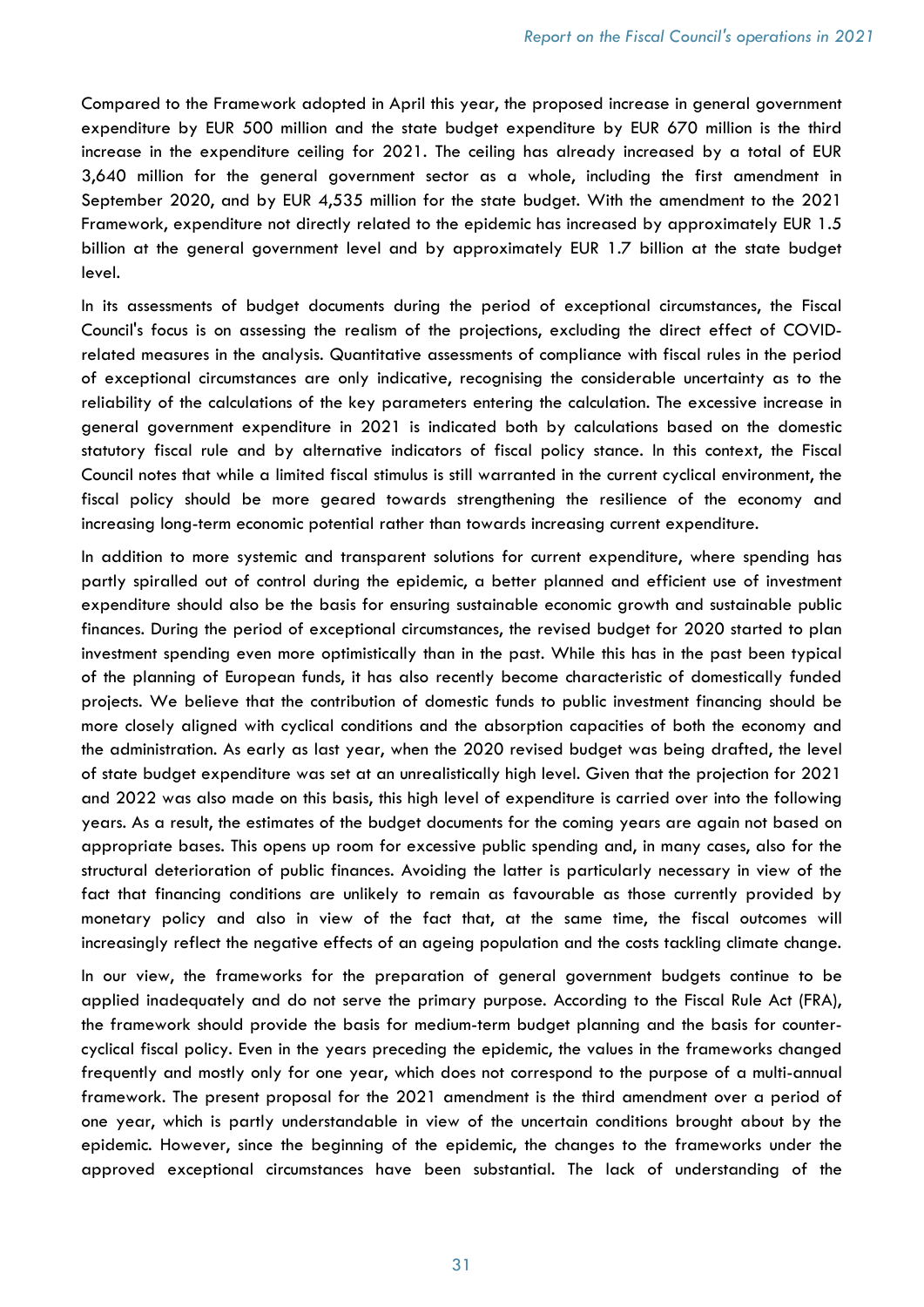Compared to the Framework adopted in April this year, the proposed increase in general government expenditure by EUR 500 million and the state budget expenditure by EUR 670 million is the third increase in the expenditure ceiling for 2021. The ceiling has already increased by a total of EUR 3,640 million for the general government sector as a whole, including the first amendment in September 2020, and by EUR 4,535 million for the state budget. With the amendment to the 2021 Framework, expenditure not directly related to the epidemic has increased by approximately EUR 1.5 billion at the general government level and by approximately EUR 1.7 billion at the state budget level.

In its assessments of budget documents during the period of exceptional circumstances, the Fiscal Council's focus is on assessing the realism of the projections, excluding the direct effect of COVID-related measures in the analysis. Quantitative assessments of compliance with fiscal rules in the period of exceptional circumstances are only indicative, recognising the considerable uncertainty as to the reliability of the calculations of the key parameters entering the calculation. The excessive increase in general government expenditure in 2021 is indicated both by calculations based on the domestic statutory fiscal rule and by alternative indicators of fiscal policy stance. In this context, the Fiscal Council notes that while a limited fiscal stimulus is still warranted in the current cyclical environment, the fiscal policy should be more geared towards strengthening the resilience of the economy and increasing long-term economic potential rather than towards increasing current expenditure.

In addition to more systemic and transparent solutions for current expenditure, where spending has partly spiralled out of control during the epidemic, a better planned and efficient use of investment expenditure should also be the basis for ensuring sustainable economic growth and sustainable public finances. During the period of exceptional circumstances, the revised budget for 2020 started to plan investment spending even more optimistically than in the past. While this has in the past been typical of the planning of European funds, it has also recently become characteristic of domestically funded projects. We believe that the contribution of domestic funds to public investment financing should be more closely aligned with cyclical conditions and the absorption capacities of both the economy and the administration. As early as last year, when the 2020 revised budget was being drafted, the level of state budget expenditure was set at an unrealistically high level. Given that the projection for 2021 and 2022 was also made on this basis, this high level of expenditure is carried over into the following years. As a result, the estimates of the budget documents for the coming years are again not based on appropriate bases. This opens up room for excessive public spending and, in many cases, also for the structural deterioration of public finances. Avoiding the latter is particularly necessary in view of the fact that financing conditions are unlikely to remain as favourable as those currently provided by monetary policy and also in view of the fact that, at the same time, the fiscal outcomes will increasingly reflect the negative effects of an ageing population and the costs tackling climate change.

In our view, the frameworks for the preparation of general government budgets continue to be applied inadequately and do not serve the primary purpose. According to the Fiscal Rule Act (FRA), the framework should provide the basis for medium-term budget planning and the basis for counter-cyclical fiscal policy. Even in the years preceding the epidemic, the values in the frameworks changed frequently and mostly only for one year, which does not correspond to the purpose of a multi-annual framework. The present proposal for the 2021 amendment is the third amendment over a period of one year, which is partly understandable in view of the uncertain conditions brought about by the epidemic. However, since the beginning of the epidemic, the changes to the frameworks under the approved exceptional circumstances have been substantial. The lack of understanding of the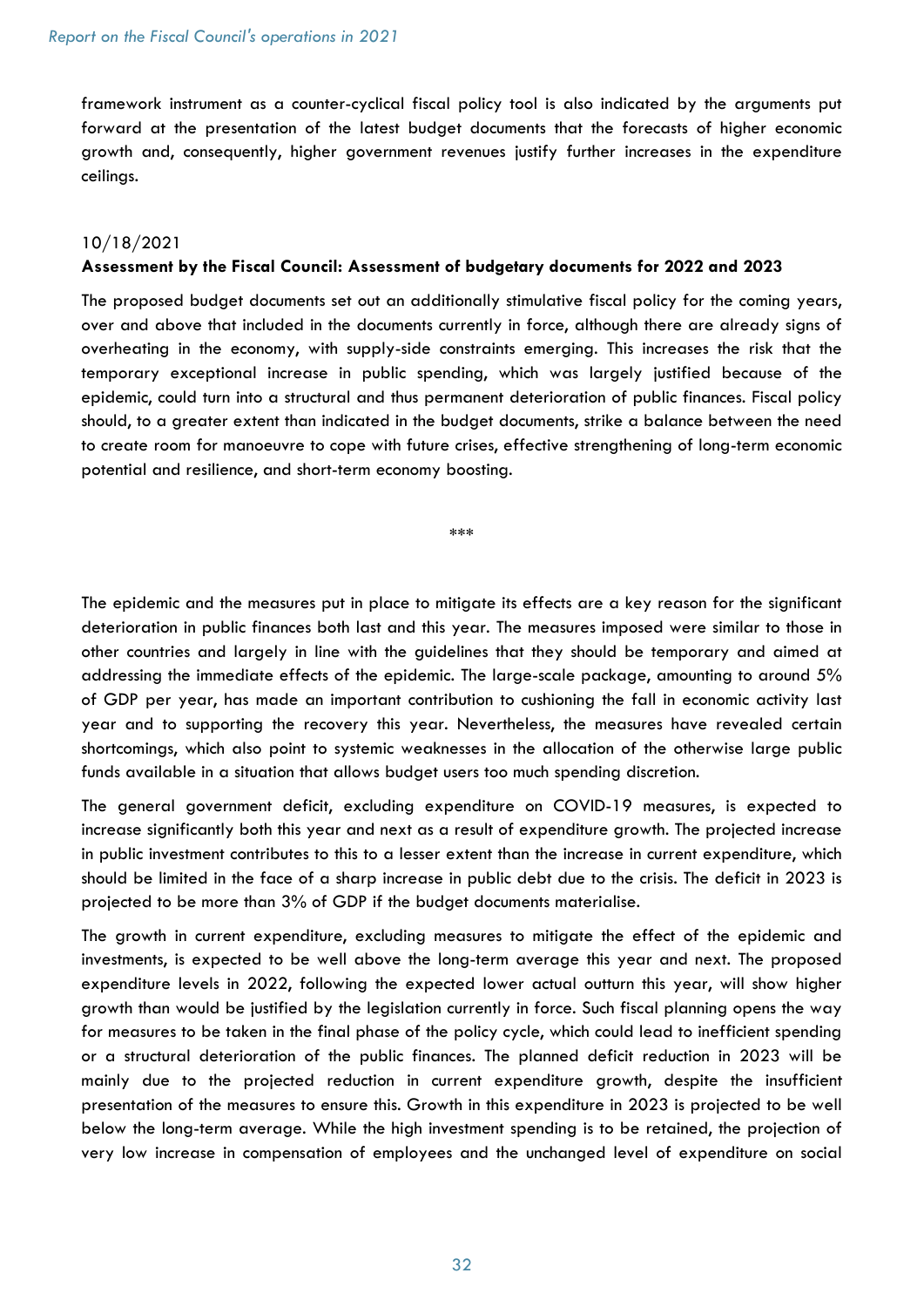framework instrument as a counter-cyclical fiscal policy tool is also indicated by the arguments put forward at the presentation of the latest budget documents that the forecasts of higher economic growth and, consequently, higher government revenues justify further increases in the expenditure ceilings.

10/18/2021

**Assessment by the Fiscal Council: Assessment of budgetary documents for 2022 and 2023**

The proposed budget documents set out an additionally stimulative fiscal policy for the coming years, over and above that included in the documents currently in force, although there are already signs of overheating in the economy, with supply-side constraints emerging. This increases the risk that the temporary exceptional increase in public spending, which was largely justified because of the epidemic, could turn into a structural and thus permanent deterioration of public finances. Fiscal policy should, to a greater extent than indicated in the budget documents, strike a balance between the need to create room for manoeuvre to cope with future crises, effective strengthening of long-term economic potential and resilience, and short-term economy boosting.

***

The epidemic and the measures put in place to mitigate its effects are a key reason for the significant deterioration in public finances both last and this year. The measures imposed were similar to those in other countries and largely in line with the guidelines that they should be temporary and aimed at addressing the immediate effects of the epidemic. The large-scale package, amounting to around 5% of GDP per year, has made an important contribution to cushioning the fall in economic activity last year and to supporting the recovery this year. Nevertheless, the measures have revealed certain shortcomings, which also point to systemic weaknesses in the allocation of the otherwise large public funds available in a situation that allows budget users too much spending discretion.

The general government deficit, excluding expenditure on COVID-19 measures, is expected to increase significantly both this year and next as a result of expenditure growth. The projected increase in public investment contributes to this to a lesser extent than the increase in current expenditure, which should be limited in the face of a sharp increase in public debt due to the crisis. The deficit in 2023 is projected to be more than 3% of GDP if the budget documents materialise.

The growth in current expenditure, excluding measures to mitigate the effect of the epidemic and investments, is expected to be well above the long-term average this year and next. The proposed expenditure levels in 2022, following the expected lower actual outturn this year, will show higher growth than would be justified by the legislation currently in force. Such fiscal planning opens the way for measures to be taken in the final phase of the policy cycle, which could lead to inefficient spending or a structural deterioration of the public finances. The planned deficit reduction in 2023 will be mainly due to the projected reduction in current expenditure growth, despite the insufficient presentation of the measures to ensure this. Growth in this expenditure in 2023 is projected to be well below the long-term average. While the high investment spending is to be retained, the projection of very low increase in compensation of employees and the unchanged level of expenditure on social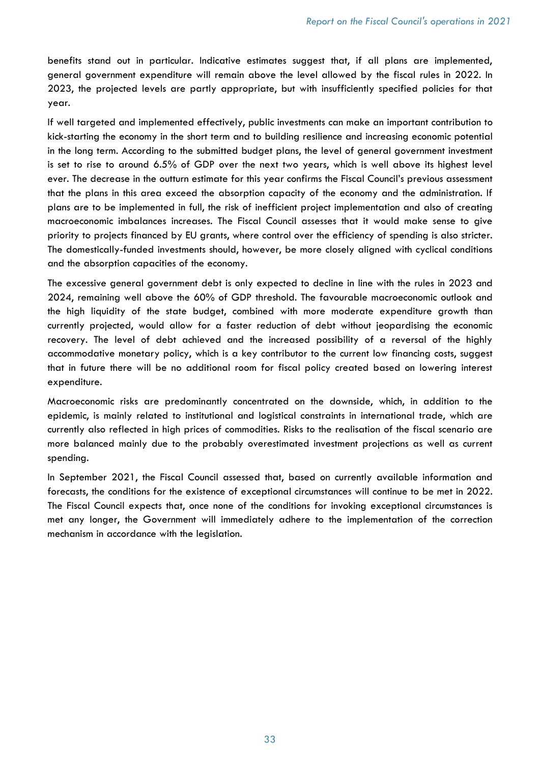benefits stand out in particular. Indicative estimates suggest that, if all plans are implemented, general government expenditure will remain above the level allowed by the fiscal rules in 2022. In 2023, the projected levels are partly appropriate, but with insufficiently specified policies for that year.

If well targeted and implemented effectively, public investments can make an important contribution to kick-starting the economy in the short term and to building resilience and increasing economic potential in the long term. According to the submitted budget plans, the level of general government investment is set to rise to around 6.5% of GDP over the next two years, which is well above its highest level ever. The decrease in the outturn estimate for this year confirms the Fiscal Council's previous assessment that the plans in this area exceed the absorption capacity of the economy and the administration. If plans are to be implemented in full, the risk of inefficient project implementation and also of creating macroeconomic imbalances increases. The Fiscal Council assesses that it would make sense to give priority to projects financed by EU grants, where control over the efficiency of spending is also stricter. The domestically-funded investments should, however, be more closely aligned with cyclical conditions and the absorption capacities of the economy.

The excessive general government debt is only expected to decline in line with the rules in 2023 and 2024, remaining well above the 60% of GDP threshold. The favourable macroeconomic outlook and the high liquidity of the state budget, combined with more moderate expenditure growth than currently projected, would allow for a faster reduction of debt without jeopardising the economic recovery. The level of debt achieved and the increased possibility of a reversal of the highly accommodative monetary policy, which is a key contributor to the current low financing costs, suggest that in future there will be no additional room for fiscal policy created based on lowering interest expenditure.

Macroeconomic risks are predominantly concentrated on the downside, which, in addition to the epidemic, is mainly related to institutional and logistical constraints in international trade, which are currently also reflected in high prices of commodities. Risks to the realisation of the fiscal scenario are more balanced mainly due to the probably overestimated investment projections as well as current spending.

In September 2021, the Fiscal Council assessed that, based on currently available information and forecasts, the conditions for the existence of exceptional circumstances will continue to be met in 2022. The Fiscal Council expects that, once none of the conditions for invoking exceptional circumstances is met any longer, the Government will immediately adhere to the implementation of the correction mechanism in accordance with the legislation.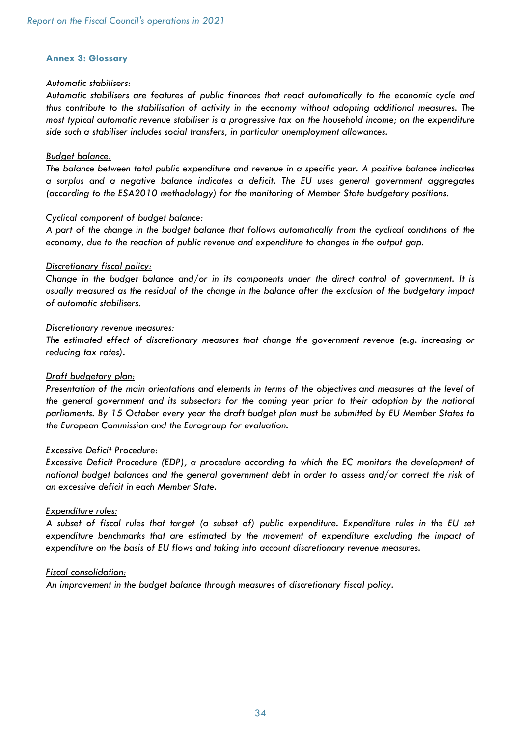### Annex 3: Glossary

*Automatic stabilisers:*

*Automatic stabilisers are features of public finances that react automatically to the economic cycle and thus contribute to the stabilisation of activity in the economy without adopting additional measures. The most typical automatic revenue stabiliser is a progressive tax on the household income; on the expenditure side such a stabiliser includes social transfers, in particular unemployment allowances.*

*Budget balance:*

*The balance between total public expenditure and revenue in a specific year. A positive balance indicates a surplus and a negative balance indicates a deficit. The EU uses general government aggregates (according to the ESA2010 methodology) for the monitoring of Member State budgetary positions.*

*Cyclical component of budget balance:*

*A part of the change in the budget balance that follows automatically from the cyclical conditions of the economy, due to the reaction of public revenue and expenditure to changes in the output gap.*

*Discretionary fiscal policy:*

*Change in the budget balance and/or in its components under the direct control of government. It is usually measured as the residual of the change in the balance after the exclusion of the budgetary impact of automatic stabilisers.*

*Discretionary revenue measures:*

*The estimated effect of discretionary measures that change the government revenue (e.g. increasing or reducing tax rates).*

*Draft budgetary plan:*

*Presentation of the main orientations and elements in terms of the objectives and measures at the level of the general government and its subsectors for the coming year prior to their adoption by the national parliaments. By 15 October every year the draft budget plan must be submitted by EU Member States to the European Commission and the Eurogroup for evaluation.*

*Excessive Deficit Procedure:*

*Excessive Deficit Procedure (EDP), a procedure according to which the EC monitors the development of national budget balances and the general government debt in order to assess and/or correct the risk of an excessive deficit in each Member State.*

*Expenditure rules:*

*A subset of fiscal rules that target (a subset of) public expenditure. Expenditure rules in the EU set expenditure benchmarks that are estimated by the movement of expenditure excluding the impact of expenditure on the basis of EU flows and taking into account discretionary revenue measures.*

*Fiscal consolidation:*

*An improvement in the budget balance through measures of discretionary fiscal policy.*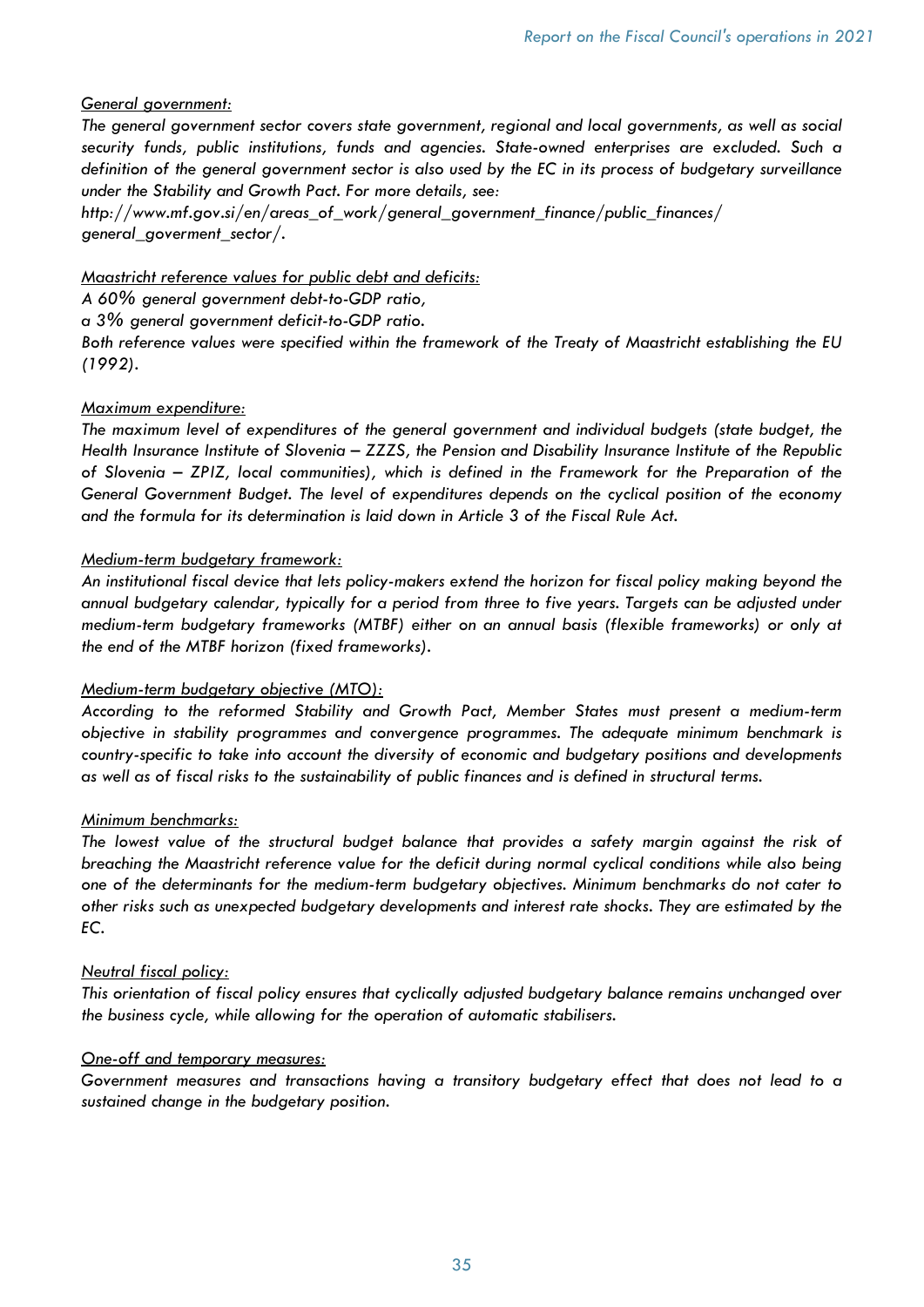*General government:*

*The general government sector covers state government, regional and local governments, as well as social security funds, public institutions, funds and agencies. State-owned enterprises are excluded. Such a definition of the general government sector is also used by the EC in its process of budgetary surveillance under the Stability and Growth Pact. For more details, see:*
*http://www.mf.gov.si/en/areas_of_work/general_government_finance/public_finances/general_goverment_sector/.*

*Maastricht reference values for public debt and deficits:*

*A 60% general government debt-to-GDP ratio,*
*a 3% general government deficit-to-GDP ratio.*
*Both reference values were specified within the framework of the Treaty of Maastricht establishing the EU (1992).*

*Maximum expenditure:*

*The maximum level of expenditures of the general government and individual budgets (state budget, the Health Insurance Institute of Slovenia – ZZZS, the Pension and Disability Insurance Institute of the Republic of Slovenia – ZPIZ, local communities), which is defined in the Framework for the Preparation of the General Government Budget. The level of expenditures depends on the cyclical position of the economy and the formula for its determination is laid down in Article 3 of the Fiscal Rule Act.*

*Medium-term budgetary framework:*

*An institutional fiscal device that lets policy-makers extend the horizon for fiscal policy making beyond the annual budgetary calendar, typically for a period from three to five years. Targets can be adjusted under medium-term budgetary frameworks (MTBF) either on an annual basis (flexible frameworks) or only at the end of the MTBF horizon (fixed frameworks).*

*Medium-term budgetary objective (MTO):*

*According to the reformed Stability and Growth Pact, Member States must present a medium-term objective in stability programmes and convergence programmes. The adequate minimum benchmark is country-specific to take into account the diversity of economic and budgetary positions and developments as well as of fiscal risks to the sustainability of public finances and is defined in structural terms.*

*Minimum benchmarks:*

*The lowest value of the structural budget balance that provides a safety margin against the risk of breaching the Maastricht reference value for the deficit during normal cyclical conditions while also being one of the determinants for the medium-term budgetary objectives. Minimum benchmarks do not cater to other risks such as unexpected budgetary developments and interest rate shocks. They are estimated by the EC.*

*Neutral fiscal policy:*

*This orientation of fiscal policy ensures that cyclically adjusted budgetary balance remains unchanged over the business cycle, while allowing for the operation of automatic stabilisers.*

*One-off and temporary measures:*

*Government measures and transactions having a transitory budgetary effect that does not lead to a sustained change in the budgetary position.*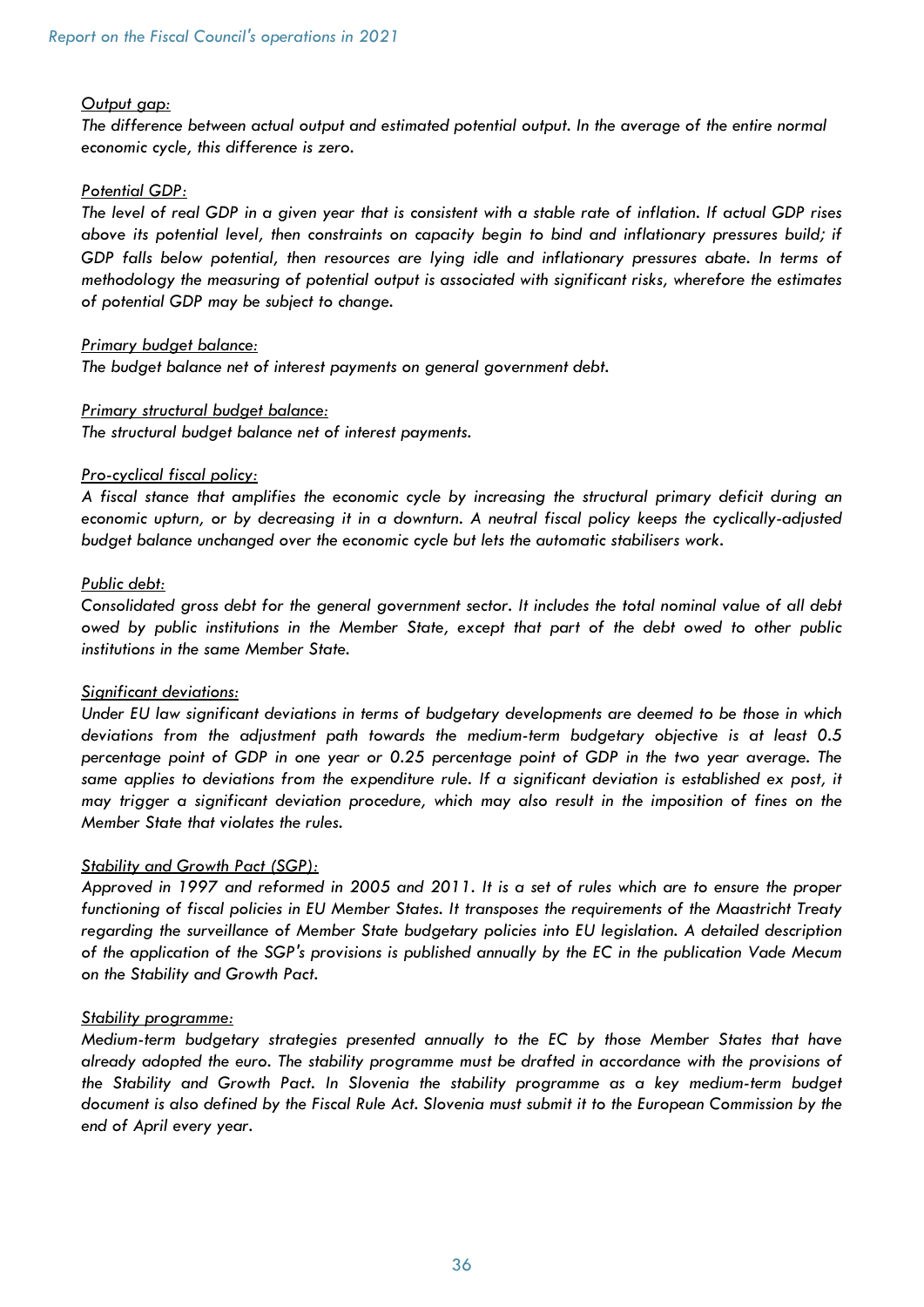*<u>Output gap:</u>*

*The difference between actual output and estimated potential output. In the average of the entire normal economic cycle, this difference is zero.*

*<u>Potential GDP:</u>*

*The level of real GDP in a given year that is consistent with a stable rate of inflation. If actual GDP rises above its potential level, then constraints on capacity begin to bind and inflationary pressures build; if GDP falls below potential, then resources are lying idle and inflationary pressures abate. In terms of methodology the measuring of potential output is associated with significant risks, wherefore the estimates of potential GDP may be subject to change.*

*<u>Primary budget balance:</u>*

*The budget balance net of interest payments on general government debt.*

*<u>Primary structural budget balance:</u>*

*The structural budget balance net of interest payments.*

*<u>Pro-cyclical fiscal policy:</u>*

*A fiscal stance that amplifies the economic cycle by increasing the structural primary deficit during an economic upturn, or by decreasing it in a downturn. A neutral fiscal policy keeps the cyclically-adjusted budget balance unchanged over the economic cycle but lets the automatic stabilisers work.*

*<u>Public debt:</u>*

*Consolidated gross debt for the general government sector. It includes the total nominal value of all debt owed by public institutions in the Member State, except that part of the debt owed to other public institutions in the same Member State.*

*<u>Significant deviations:</u>*

*Under EU law significant deviations in terms of budgetary developments are deemed to be those in which deviations from the adjustment path towards the medium-term budgetary objective is at least 0.5 percentage point of GDP in one year or 0.25 percentage point of GDP in the two year average. The same applies to deviations from the expenditure rule. If a significant deviation is established ex post, it may trigger a significant deviation procedure, which may also result in the imposition of fines on the Member State that violates the rules.*

*<u>Stability and Growth Pact (SGP):</u>*

*Approved in 1997 and reformed in 2005 and 2011. It is a set of rules which are to ensure the proper functioning of fiscal policies in EU Member States. It transposes the requirements of the Maastricht Treaty regarding the surveillance of Member State budgetary policies into EU legislation. A detailed description of the application of the SGP's provisions is published annually by the EC in the publication Vade Mecum on the Stability and Growth Pact.*

*<u>Stability programme:</u>*

*Medium-term budgetary strategies presented annually to the EC by those Member States that have already adopted the euro. The stability programme must be drafted in accordance with the provisions of the Stability and Growth Pact. In Slovenia the stability programme as a key medium-term budget document is also defined by the Fiscal Rule Act. Slovenia must submit it to the European Commission by the end of April every year.*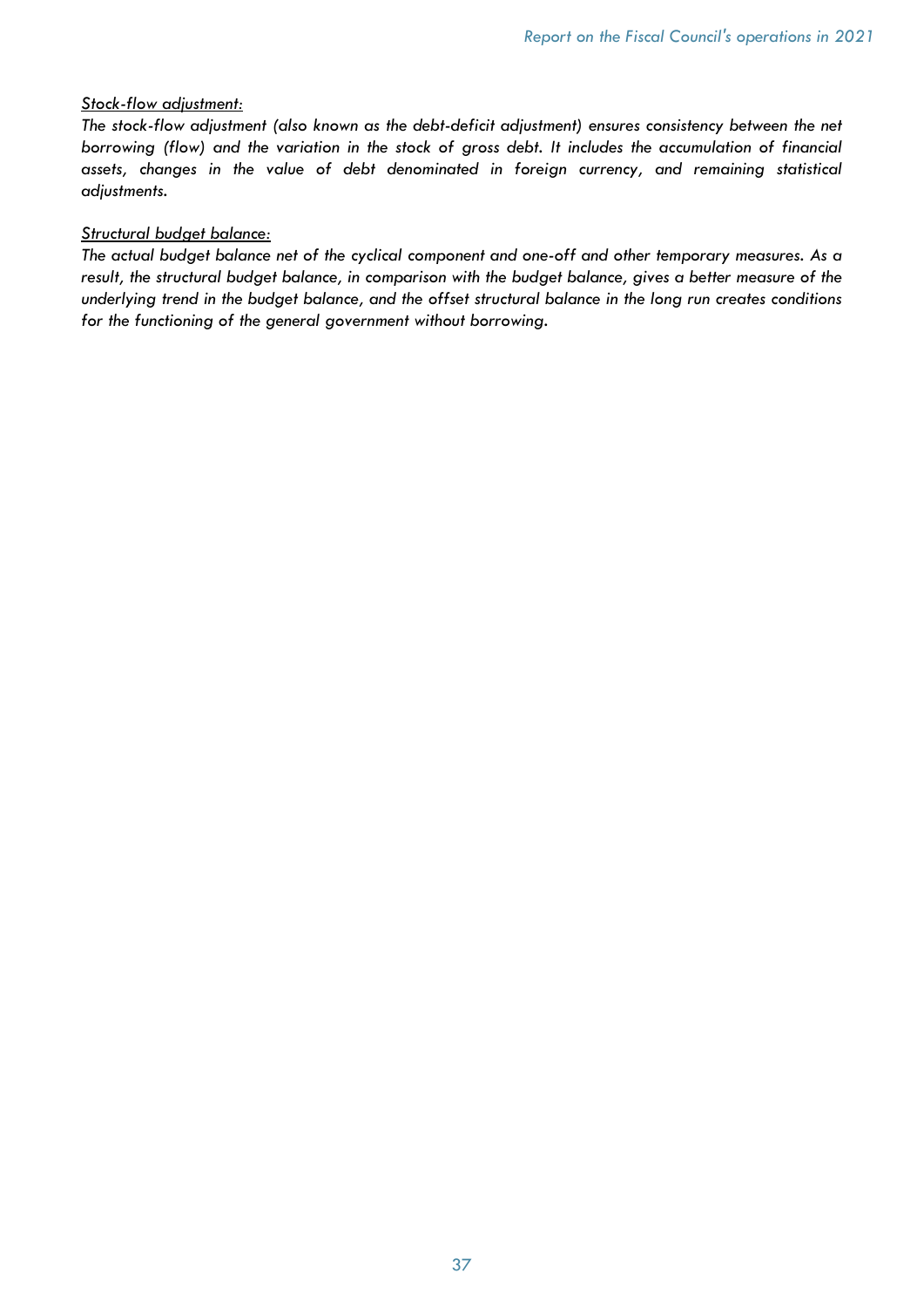<u>*Stock-flow adjustment:*</u>

*The stock-flow adjustment (also known as the debt-deficit adjustment) ensures consistency between the net borrowing (flow) and the variation in the stock of gross debt. It includes the accumulation of financial assets, changes in the value of debt denominated in foreign currency, and remaining statistical adjustments.*

<u>*Structural budget balance:*</u>

*The actual budget balance net of the cyclical component and one-off and other temporary measures. As a result, the structural budget balance, in comparison with the budget balance, gives a better measure of the underlying trend in the budget balance, and the offset structural balance in the long run creates conditions for the functioning of the general government without borrowing.*